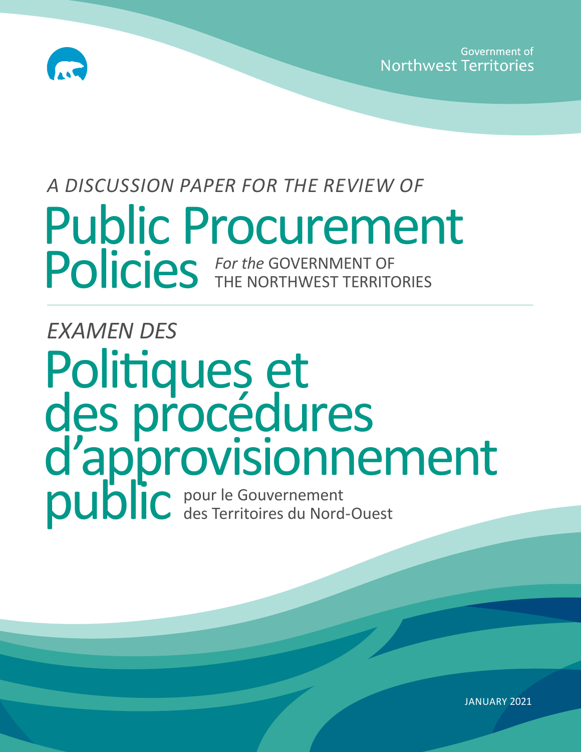Government of
Northwest Territories

*A DISCUSSION PAPER FOR THE REVIEW OF*

# Public Procurement Policies

*For the* GOVERNMENT OF THE NORTHWEST TERRITORIES

*EXAMEN DES*

# Politiques et des procédures d'approvisionnement public

pour le Gouvernement des Territoires du Nord-Ouest

JANUARY 2021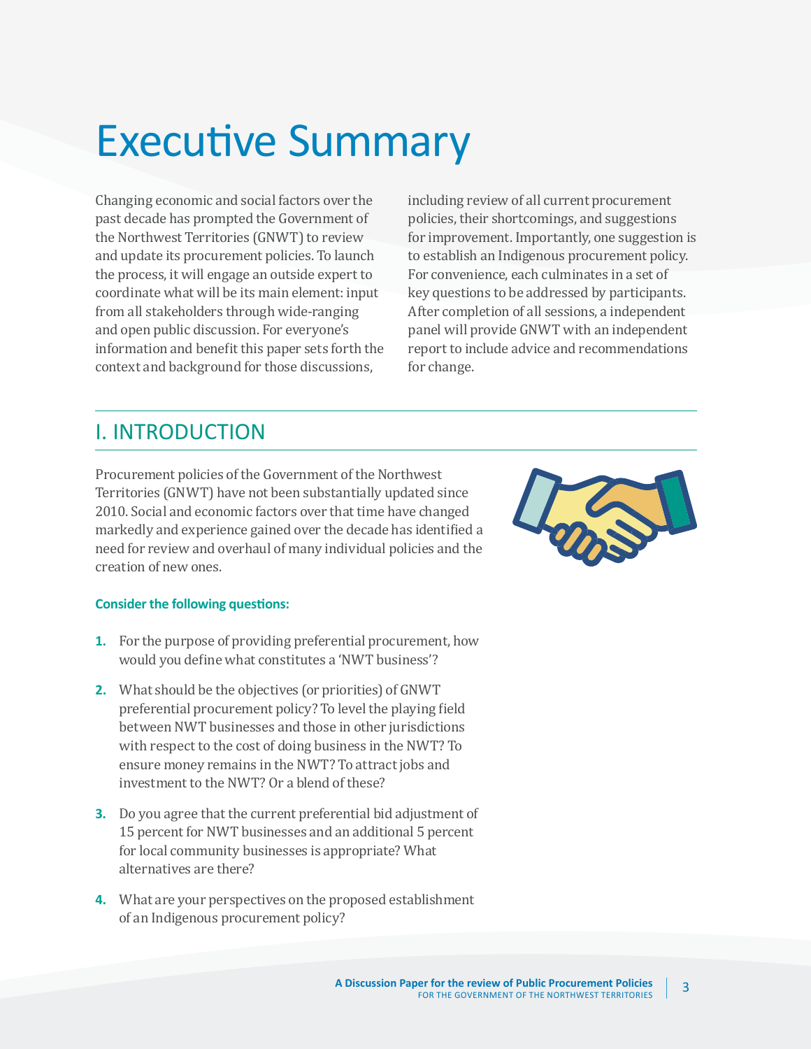# Executive Summary

Changing economic and social factors over the past decade has prompted the Government of the Northwest Territories (GNWT) to review and update its procurement policies. To launch the process, it will engage an outside expert to coordinate what will be its main element: input from all stakeholders through wide-ranging and open public discussion. For everyone's information and benefit this paper sets forth the context and background for those discussions, including review of all current procurement policies, their shortcomings, and suggestions for improvement. Importantly, one suggestion is to establish an Indigenous procurement policy. For convenience, each culminates in a set of key questions to be addressed by participants. After completion of all sessions, a independent panel will provide GNWT with an independent report to include advice and recommendations for change.

## I. INTRODUCTION

Procurement policies of the Government of the Northwest Territories (GNWT) have not been substantially updated since 2010. Social and economic factors over that time have changed markedly and experience gained over the decade has identified a need for review and overhaul of many individual policies and the creation of new ones.

**Consider the following questions:**

1. For the purpose of providing preferential procurement, how would you define what constitutes a 'NWT business'?
2. What should be the objectives (or priorities) of GNWT preferential procurement policy? To level the playing field between NWT businesses and those in other jurisdictions with respect to the cost of doing business in the NWT? To ensure money remains in the NWT? To attract jobs and investment to the NWT? Or a blend of these?
3. Do you agree that the current preferential bid adjustment of 15 percent for NWT businesses and an additional 5 percent for local community businesses is appropriate? What alternatives are there?
4. What are your perspectives on the proposed establishment of an Indigenous procurement policy?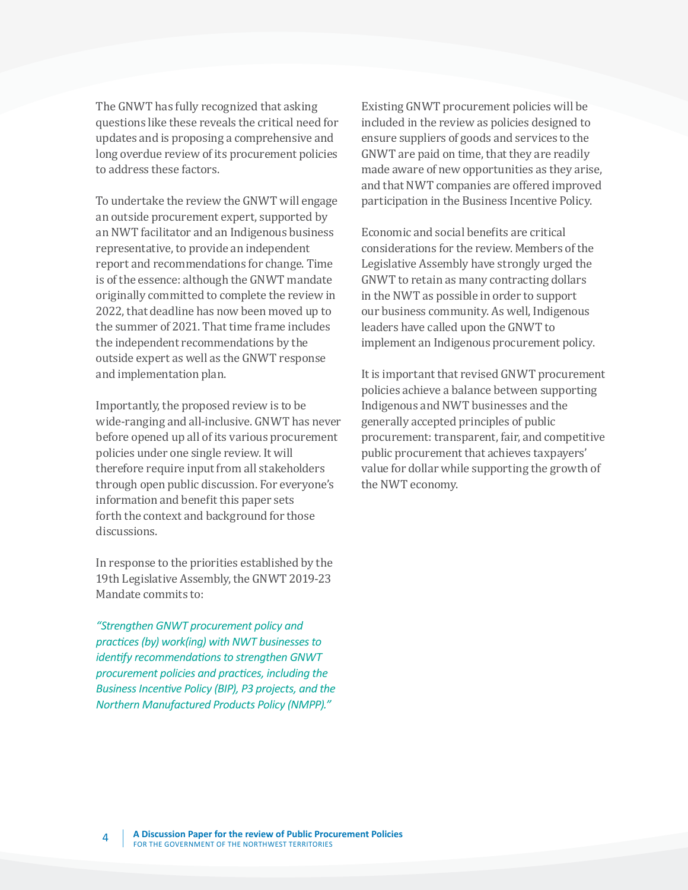The GNWT has fully recognized that asking questions like these reveals the critical need for updates and is proposing a comprehensive and long overdue review of its procurement policies to address these factors.

To undertake the review the GNWT will engage an outside procurement expert, supported by an NWT facilitator and an Indigenous business representative, to provide an independent report and recommendations for change. Time is of the essence: although the GNWT mandate originally committed to complete the review in 2022, that deadline has now been moved up to the summer of 2021. That time frame includes the independent recommendations by the outside expert as well as the GNWT response and implementation plan.

Importantly, the proposed review is to be wide-ranging and all-inclusive. GNWT has never before opened up all of its various procurement policies under one single review. It will therefore require input from all stakeholders through open public discussion. For everyone's information and benefit this paper sets forth the context and background for those discussions.

In response to the priorities established by the 19th Legislative Assembly, the GNWT 2019-23 Mandate commits to:

*"Strengthen GNWT procurement policy and practices (by) work(ing) with NWT businesses to identify recommendations to strengthen GNWT procurement policies and practices, including the Business Incentive Policy (BIP), P3 projects, and the Northern Manufactured Products Policy (NMPP)."*

Existing GNWT procurement policies will be included in the review as policies designed to ensure suppliers of goods and services to the GNWT are paid on time, that they are readily made aware of new opportunities as they arise, and that NWT companies are offered improved participation in the Business Incentive Policy.

Economic and social benefits are critical considerations for the review. Members of the Legislative Assembly have strongly urged the GNWT to retain as many contracting dollars in the NWT as possible in order to support our business community. As well, Indigenous leaders have called upon the GNWT to implement an Indigenous procurement policy.

It is important that revised GNWT procurement policies achieve a balance between supporting Indigenous and NWT businesses and the generally accepted principles of public procurement: transparent, fair, and competitive public procurement that achieves taxpayers' value for dollar while supporting the growth of the NWT economy.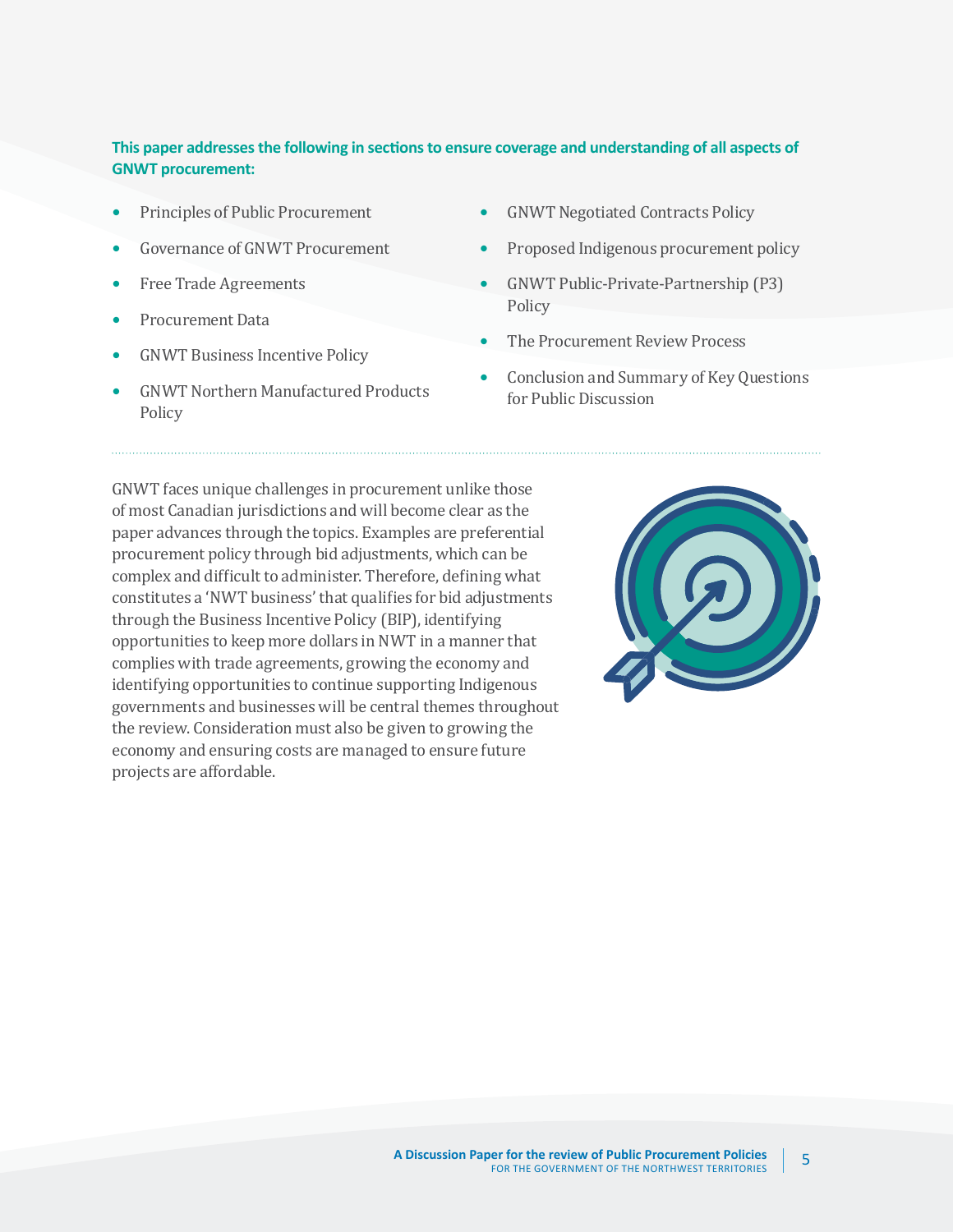**This paper addresses the following in sections to ensure coverage and understanding of all aspects of GNWT procurement:**

- Principles of Public Procurement
- Governance of GNWT Procurement
- Free Trade Agreements
- Procurement Data
- GNWT Business Incentive Policy
- GNWT Northern Manufactured Products Policy
- GNWT Negotiated Contracts Policy
- Proposed Indigenous procurement policy
- GNWT Public-Private-Partnership (P3) Policy
- The Procurement Review Process
- Conclusion and Summary of Key Questions for Public Discussion

GNWT faces unique challenges in procurement unlike those of most Canadian jurisdictions and will become clear as the paper advances through the topics. Examples are preferential procurement policy through bid adjustments, which can be complex and difficult to administer. Therefore, defining what constitutes a 'NWT business' that qualifies for bid adjustments through the Business Incentive Policy (BIP), identifying opportunities to keep more dollars in NWT in a manner that complies with trade agreements, growing the economy and identifying opportunities to continue supporting Indigenous governments and businesses will be central themes throughout the review. Consideration must also be given to growing the economy and ensuring costs are managed to ensure future projects are affordable.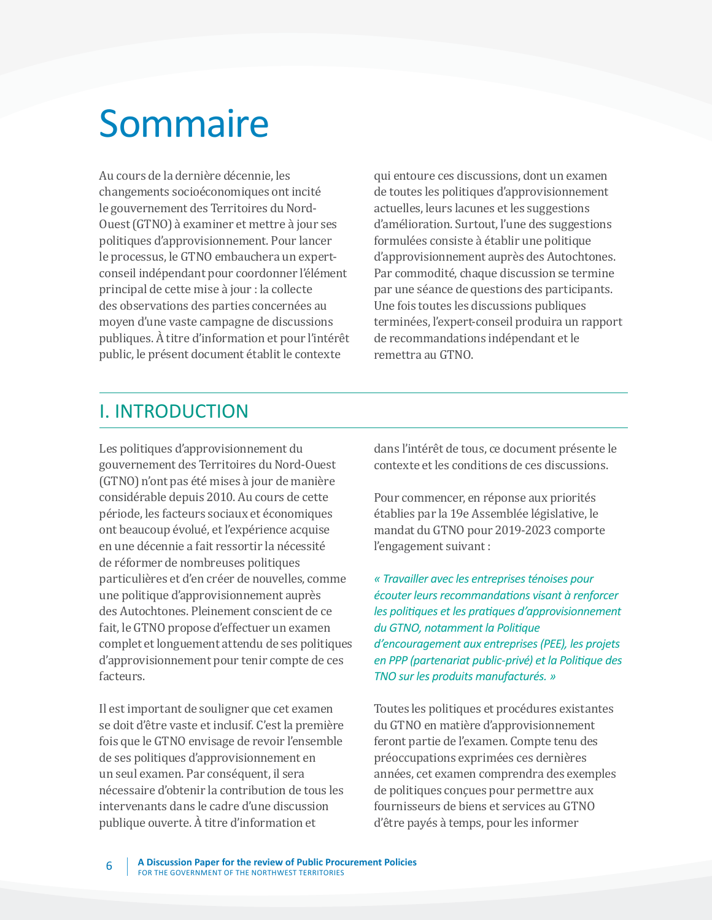# Sommaire

Au cours de la dernière décennie, les changements socioéconomiques ont incité le gouvernement des Territoires du Nord-Ouest (GTNO) à examiner et mettre à jour ses politiques d'approvisionnement. Pour lancer le processus, le GTNO embauchera un expert-conseil indépendant pour coordonner l'élément principal de cette mise à jour : la collecte des observations des parties concernées au moyen d'une vaste campagne de discussions publiques. À titre d'information et pour l'intérêt public, le présent document établit le contexte qui entoure ces discussions, dont un examen de toutes les politiques d'approvisionnement actuelles, leurs lacunes et les suggestions d'amélioration. Surtout, l'une des suggestions formulées consiste à établir une politique d'approvisionnement auprès des Autochtones. Par commodité, chaque discussion se termine par une séance de questions des participants. Une fois toutes les discussions publiques terminées, l'expert-conseil produira un rapport de recommandations indépendant et le remettra au GTNO.

## I. INTRODUCTION

Les politiques d'approvisionnement du gouvernement des Territoires du Nord-Ouest (GTNO) n'ont pas été mises à jour de manière considérable depuis 2010. Au cours de cette période, les facteurs sociaux et économiques ont beaucoup évolué, et l'expérience acquise en une décennie a fait ressortir la nécessité de réformer de nombreuses politiques particulières et d'en créer de nouvelles, comme une politique d'approvisionnement auprès des Autochtones. Pleinement conscient de ce fait, le GTNO propose d'effectuer un examen complet et longuement attendu de ses politiques d'approvisionnement pour tenir compte de ces facteurs.

Il est important de souligner que cet examen se doit d'être vaste et inclusif. C'est la première fois que le GTNO envisage de revoir l'ensemble de ses politiques d'approvisionnement en un seul examen. Par conséquent, il sera nécessaire d'obtenir la contribution de tous les intervenants dans le cadre d'une discussion publique ouverte. À titre d'information et dans l'intérêt de tous, ce document présente le contexte et les conditions de ces discussions.

Pour commencer, en réponse aux priorités établies par la 19e Assemblée législative, le mandat du GTNO pour 2019-2023 comporte l'engagement suivant :

*« Travailler avec les entreprises ténoises pour écouter leurs recommandations visant à renforcer les politiques et les pratiques d'approvisionnement du GTNO, notamment la Politique d'encouragement aux entreprises (PEE), les projets en PPP (partenariat public-privé) et la Politique des TNO sur les produits manufacturés. »*

Toutes les politiques et procédures existantes du GTNO en matière d'approvisionnement feront partie de l'examen. Compte tenu des préoccupations exprimées ces dernières années, cet examen comprendra des exemples de politiques conçues pour permettre aux fournisseurs de biens et services au GTNO d'être payés à temps, pour les informer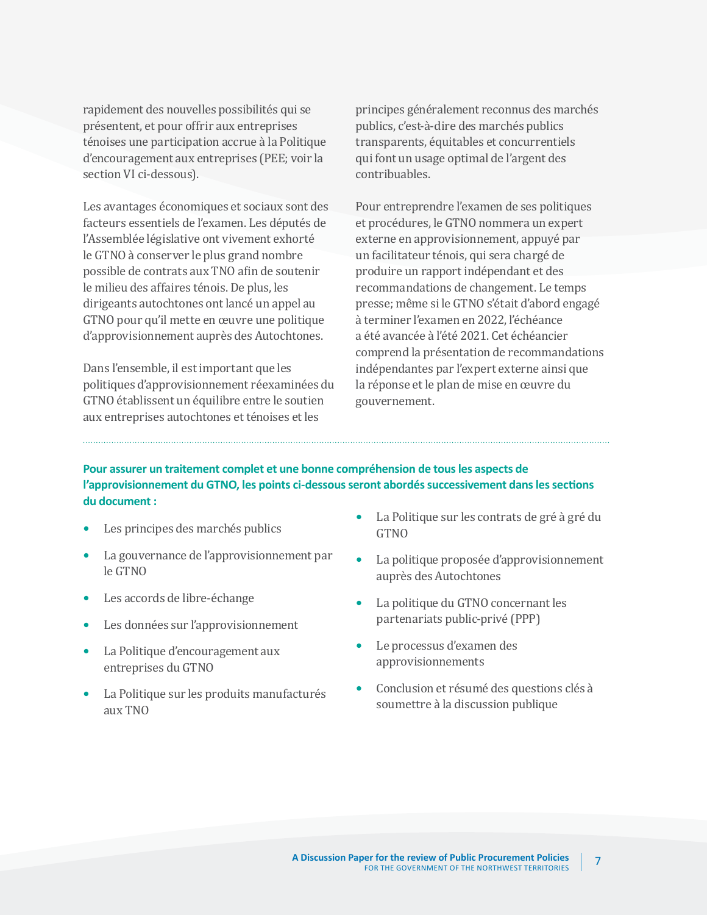rapidement des nouvelles possibilités qui se présentent, et pour offrir aux entreprises ténoises une participation accrue à la Politique d'encouragement aux entreprises (PEE; voir la section VI ci-dessous).

Les avantages économiques et sociaux sont des facteurs essentiels de l'examen. Les députés de l'Assemblée législative ont vivement exhorté le GTNO à conserver le plus grand nombre possible de contrats aux TNO afin de soutenir le milieu des affaires ténois. De plus, les dirigeants autochtones ont lancé un appel au GTNO pour qu'il mette en œuvre une politique d'approvisionnement auprès des Autochtones.

Dans l'ensemble, il est important que les politiques d'approvisionnement réexaminées du GTNO établissent un équilibre entre le soutien aux entreprises autochtones et ténoises et les principes généralement reconnus des marchés publics, c'est-à-dire des marchés publics transparents, équitables et concurrentiels qui font un usage optimal de l'argent des contribuables.

Pour entreprendre l'examen de ses politiques et procédures, le GTNO nommera un expert externe en approvisionnement, appuyé par un facilitateur ténois, qui sera chargé de produire un rapport indépendant et des recommandations de changement. Le temps presse; même si le GTNO s'était d'abord engagé à terminer l'examen en 2022, l'échéance a été avancée à l'été 2021. Cet échéancier comprend la présentation de recommandations indépendantes par l'expert externe ainsi que la réponse et le plan de mise en œuvre du gouvernement.

**Pour assurer un traitement complet et une bonne compréhension de tous les aspects de l'approvisionnement du GTNO, les points ci-dessous seront abordés successivement dans les sections du document :**

- Les principes des marchés publics
- La gouvernance de l'approvisionnement par le GTNO
- Les accords de libre-échange
- Les données sur l'approvisionnement
- La Politique d'encouragement aux entreprises du GTNO
- La Politique sur les produits manufacturés aux TNO
- La Politique sur les contrats de gré à gré du GTNO
- La politique proposée d'approvisionnement auprès des Autochtones
- La politique du GTNO concernant les partenariats public-privé (PPP)
- Le processus d'examen des approvisionnements
- Conclusion et résumé des questions clés à soumettre à la discussion publique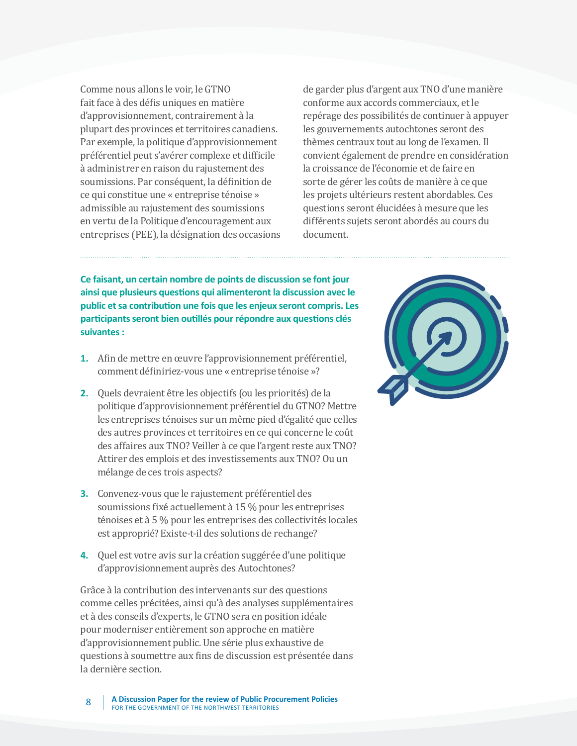Comme nous allons le voir, le GTNO fait face à des défis uniques en matière d'approvisionnement, contrairement à la plupart des provinces et territoires canadiens. Par exemple, la politique d'approvisionnement préférentiel peut s'avérer complexe et difficile à administrer en raison du rajustement des soumissions. Par conséquent, la définition de ce qui constitue une « entreprise ténoise » admissible au rajustement des soumissions en vertu de la Politique d'encouragement aux entreprises (PEE), la désignation des occasions de garder plus d'argent aux TNO d'une manière conforme aux accords commerciaux, et le repérage des possibilités de continuer à appuyer les gouvernements autochtones seront des thèmes centraux tout au long de l'examen. Il convient également de prendre en considération la croissance de l'économie et de faire en sorte de gérer les coûts de manière à ce que les projets ultérieurs restent abordables. Ces questions seront élucidées à mesure que les différents sujets seront abordés au cours du document.

**Ce faisant, un certain nombre de points de discussion se font jour ainsi que plusieurs questions qui alimenteront la discussion avec le public et sa contribution une fois que les enjeux seront compris. Les participants seront bien outillés pour répondre aux questions clés suivantes :**

1. Afin de mettre en œuvre l'approvisionnement préférentiel, comment définiriez-vous une « entreprise ténoise »?
2. Quels devraient être les objectifs (ou les priorités) de la politique d'approvisionnement préférentiel du GTNO? Mettre les entreprises ténoises sur un même pied d'égalité que celles des autres provinces et territoires en ce qui concerne le coût des affaires aux TNO? Veiller à ce que l'argent reste aux TNO? Attirer des emplois et des investissements aux TNO? Ou un mélange de ces trois aspects?
3. Convenez-vous que le rajustement préférentiel des soumissions fixé actuellement à 15 % pour les entreprises ténoises et à 5 % pour les entreprises des collectivités locales est approprié? Existe-t-il des solutions de rechange?
4. Quel est votre avis sur la création suggérée d'une politique d'approvisionnement auprès des Autochtones?

Grâce à la contribution des intervenants sur des questions comme celles précitées, ainsi qu'à des analyses supplémentaires et à des conseils d'experts, le GTNO sera en position idéale pour moderniser entièrement son approche en matière d'approvisionnement public. Une série plus exhaustive de questions à soumettre aux fins de discussion est présentée dans la dernière section.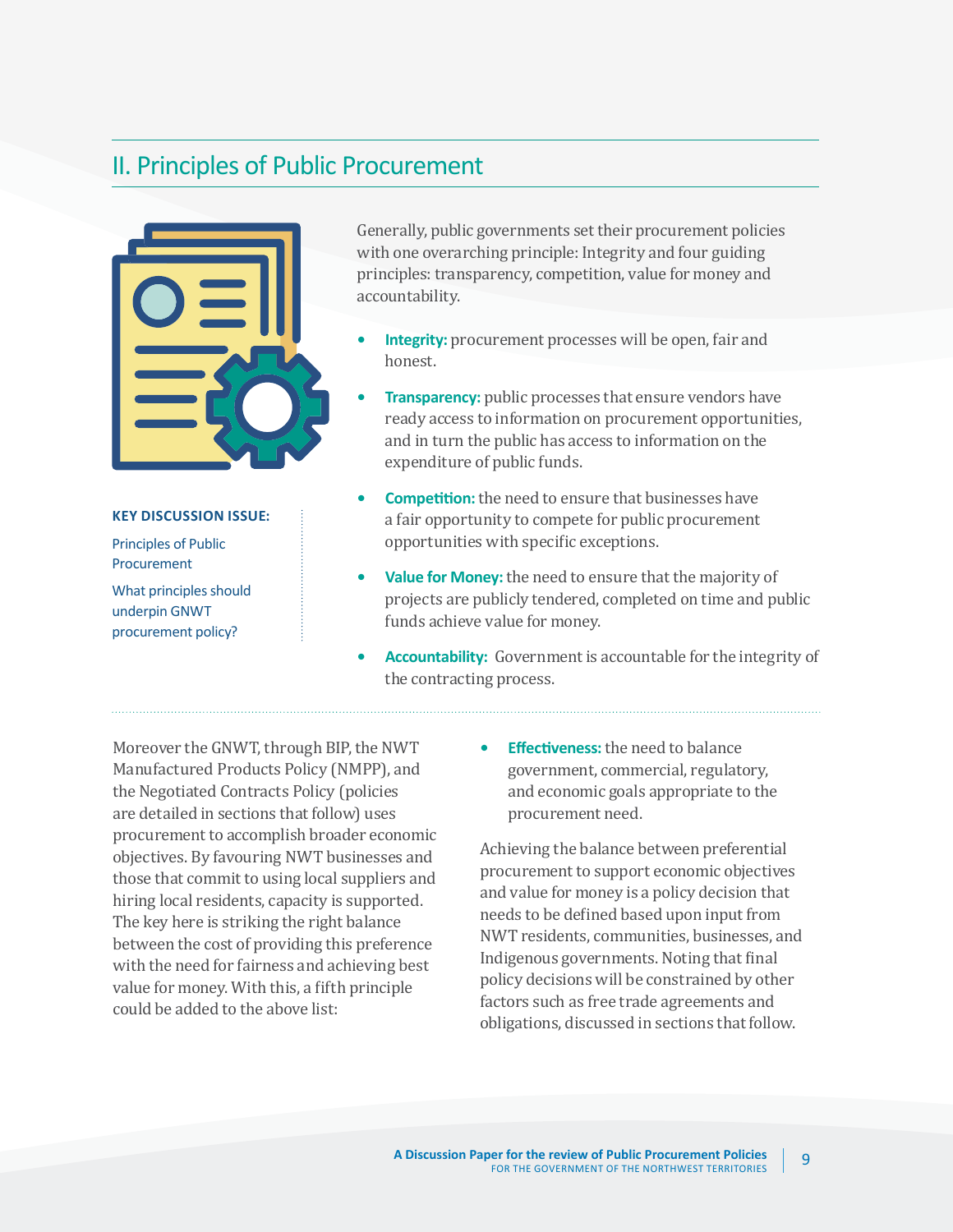## II. Principles of Public Procurement

**KEY DISCUSSION ISSUE:**

Principles of Public Procurement

What principles should underpin GNWT procurement policy?

Generally, public governments set their procurement policies with one overarching principle: Integrity and four guiding principles: transparency, competition, value for money and accountability.

- **Integrity:** procurement processes will be open, fair and honest.
- **Transparency:** public processes that ensure vendors have ready access to information on procurement opportunities, and in turn the public has access to information on the expenditure of public funds.
- **Competition:** the need to ensure that businesses have a fair opportunity to compete for public procurement opportunities with specific exceptions.
- **Value for Money:** the need to ensure that the majority of projects are publicly tendered, completed on time and public funds achieve value for money.
- **Accountability:** Government is accountable for the integrity of the contracting process.

Moreover the GNWT, through BIP, the NWT Manufactured Products Policy (NMPP), and the Negotiated Contracts Policy (policies are detailed in sections that follow) uses procurement to accomplish broader economic objectives. By favouring NWT businesses and those that commit to using local suppliers and hiring local residents, capacity is supported. The key here is striking the right balance between the cost of providing this preference with the need for fairness and achieving best value for money. With this, a fifth principle could be added to the above list:

- **Effectiveness:** the need to balance government, commercial, regulatory, and economic goals appropriate to the procurement need.

Achieving the balance between preferential procurement to support economic objectives and value for money is a policy decision that needs to be defined based upon input from NWT residents, communities, businesses, and Indigenous governments. Noting that final policy decisions will be constrained by other factors such as free trade agreements and obligations, discussed in sections that follow.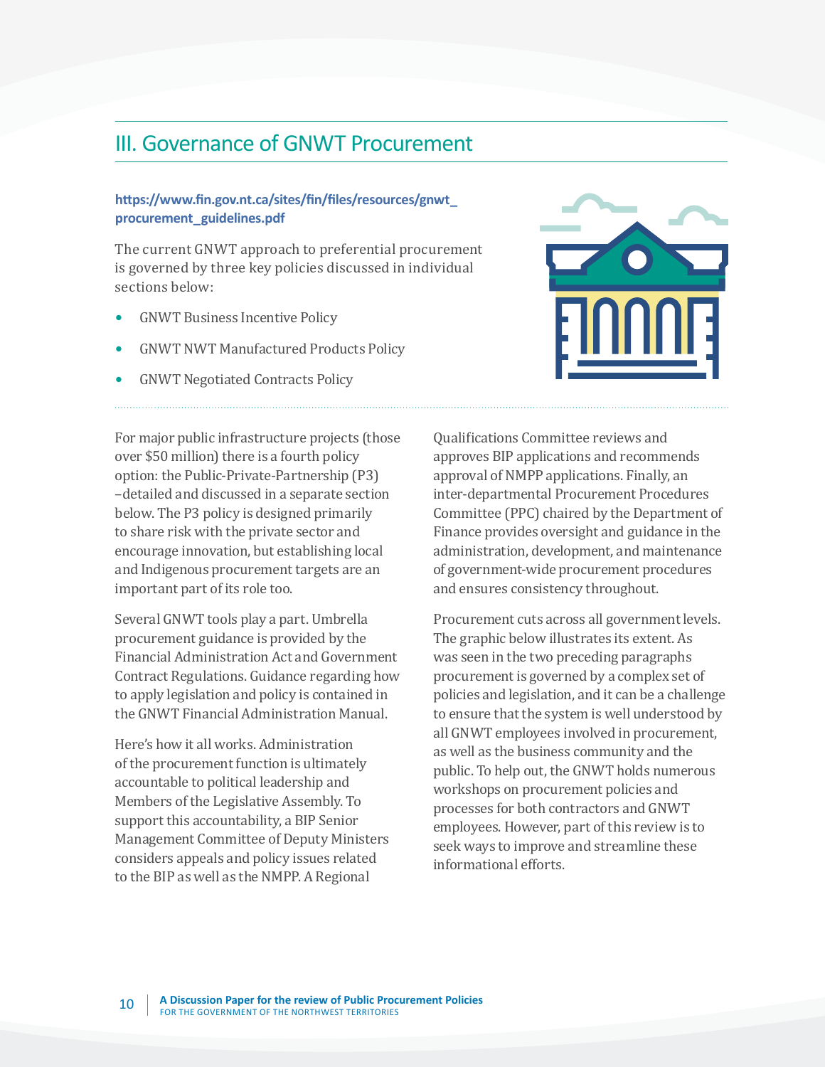## III. Governance of GNWT Procurement

**https://www.fin.gov.nt.ca/sites/fin/files/resources/gnwt_procurement_guidelines.pdf**

The current GNWT approach to preferential procurement is governed by three key policies discussed in individual sections below:

- GNWT Business Incentive Policy
- GNWT NWT Manufactured Products Policy
- GNWT Negotiated Contracts Policy

For major public infrastructure projects (those over $50 million) there is a fourth policy option: the Public-Private-Partnership (P3) –detailed and discussed in a separate section below. The P3 policy is designed primarily to share risk with the private sector and encourage innovation, but establishing local and Indigenous procurement targets are an important part of its role too.

Several GNWT tools play a part. Umbrella procurement guidance is provided by the Financial Administration Act and Government Contract Regulations. Guidance regarding how to apply legislation and policy is contained in the GNWT Financial Administration Manual.

Here's how it all works. Administration of the procurement function is ultimately accountable to political leadership and Members of the Legislative Assembly. To support this accountability, a BIP Senior Management Committee of Deputy Ministers considers appeals and policy issues related to the BIP as well as the NMPP. A Regional Qualifications Committee reviews and approves BIP applications and recommends approval of NMPP applications. Finally, an inter-departmental Procurement Procedures Committee (PPC) chaired by the Department of Finance provides oversight and guidance in the administration, development, and maintenance of government-wide procurement procedures and ensures consistency throughout.

Procurement cuts across all government levels. The graphic below illustrates its extent. As was seen in the two preceding paragraphs procurement is governed by a complex set of policies and legislation, and it can be a challenge to ensure that the system is well understood by all GNWT employees involved in procurement, as well as the business community and the public. To help out, the GNWT holds numerous workshops on procurement policies and processes for both contractors and GNWT employees. However, part of this review is to seek ways to improve and streamline these informational efforts.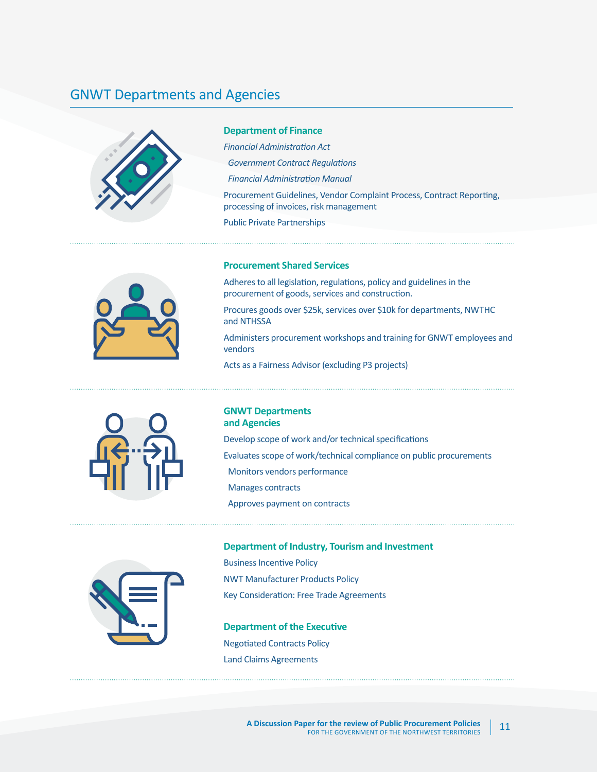## GNWT Departments and Agencies

### Department of Finance

*Financial Administration Act*

- *Government Contract Regulations*
- *Financial Administration Manual*

Procurement Guidelines, Vendor Complaint Process, Contract Reporting, processing of invoices, risk management

Public Private Partnerships

### Procurement Shared Services

Adheres to all legislation, regulations, policy and guidelines in the procurement of goods, services and construction.

Procures goods over $25k, services over $10k for departments, NWTHC and NTHSSA

Administers procurement workshops and training for GNWT employees and vendors

Acts as a Fairness Advisor (excluding P3 projects)

### GNWT Departments and Agencies

Develop scope of work and/or technical specifications

Evaluates scope of work/technical compliance on public procurements

- Monitors vendors performance
- Manages contracts
- Approves payment on contracts

### Department of Industry, Tourism and Investment

Business Incentive Policy

NWT Manufacturer Products Policy

Key Consideration: Free Trade Agreements

### Department of the Executive

Negotiated Contracts Policy

Land Claims Agreements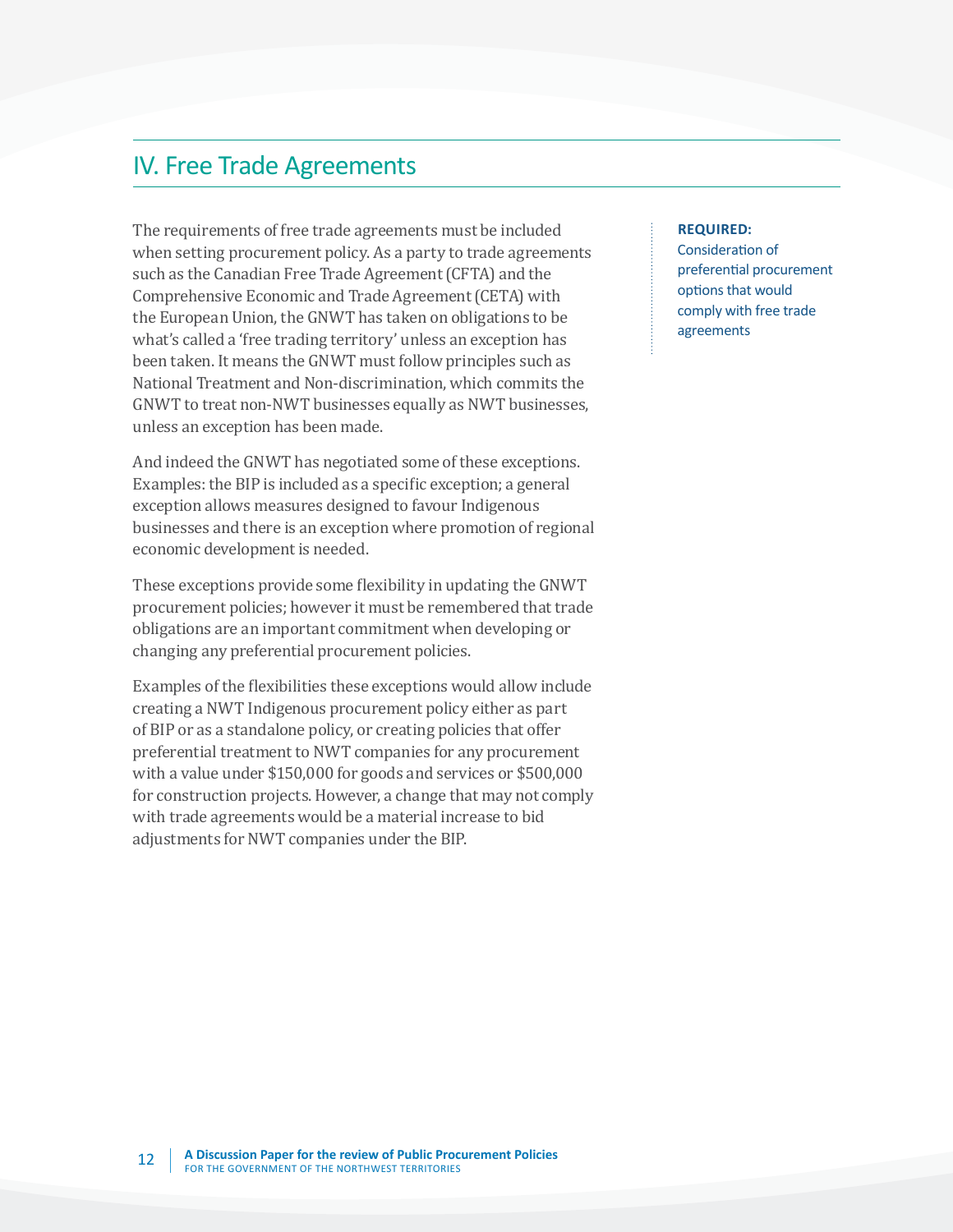## IV. Free Trade Agreements

The requirements of free trade agreements must be included when setting procurement policy. As a party to trade agreements such as the Canadian Free Trade Agreement (CFTA) and the Comprehensive Economic and Trade Agreement (CETA) with the European Union, the GNWT has taken on obligations to be what's called a 'free trading territory' unless an exception has been taken. It means the GNWT must follow principles such as National Treatment and Non-discrimination, which commits the GNWT to treat non-NWT businesses equally as NWT businesses, unless an exception has been made.

And indeed the GNWT has negotiated some of these exceptions. Examples: the BIP is included as a specific exception; a general exception allows measures designed to favour Indigenous businesses and there is an exception where promotion of regional economic development is needed.

These exceptions provide some flexibility in updating the GNWT procurement policies; however it must be remembered that trade obligations are an important commitment when developing or changing any preferential procurement policies.

Examples of the flexibilities these exceptions would allow include creating a NWT Indigenous procurement policy either as part of BIP or as a standalone policy, or creating policies that offer preferential treatment to NWT companies for any procurement with a value under $150,000 for goods and services or $500,000 for construction projects. However, a change that may not comply with trade agreements would be a material increase to bid adjustments for NWT companies under the BIP.

**REQUIRED:**
Consideration of preferential procurement options that would comply with free trade agreements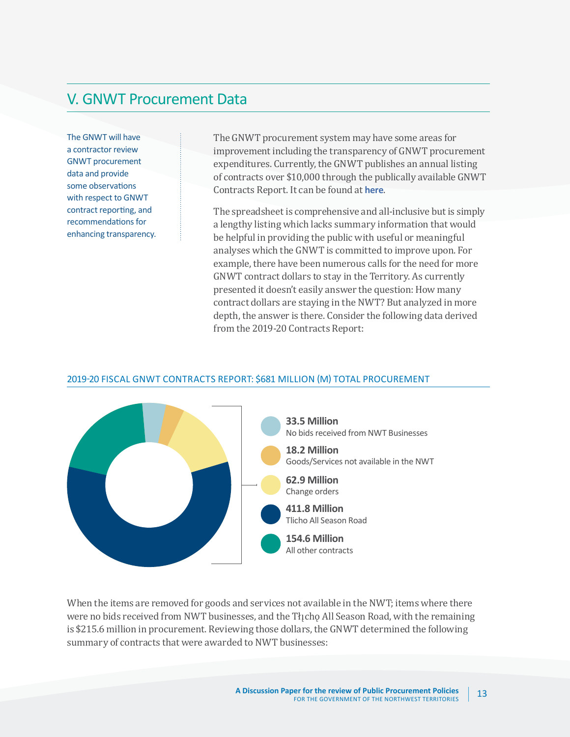## V. GNWT Procurement Data

The GNWT will have a contractor review GNWT procurement data and provide some observations with respect to GNWT contract reporting, and recommendations for enhancing transparency.

The GNWT procurement system may have some areas for improvement including the transparency of GNWT procurement expenditures. Currently, the GNWT publishes an annual listing of contracts over $10,000 through the publically available GNWT Contracts Report. It can be found at **here**.

The spreadsheet is comprehensive and all-inclusive but is simply a lengthy listing which lacks summary information that would be helpful in providing the public with useful or meaningful analyses which the GNWT is committed to improve upon. For example, there have been numerous calls for the need for more GNWT contract dollars to stay in the Territory. As currently presented it doesn't easily answer the question: How many contract dollars are staying in the NWT? But analyzed in more depth, the answer is there. Consider the following data derived from the 2019-20 Contracts Report:

2019-20 FISCAL GNWT CONTRACTS REPORT: $681 MILLION (M) TOTAL PROCUREMENT

- **33.5 Million** No bids received from NWT Businesses
- **18.2 Million** Goods/Services not available in the NWT
- **62.9 Million** Change orders
- **411.8 Million** Tlicho All Season Road
- **154.6 Million** All other contracts

When the items are removed for goods and services not available in the NWT; items where there were no bids received from NWT businesses, and the Tłı̨chǫ All Season Road, with the remaining is $215.6 million in procurement. Reviewing those dollars, the GNWT determined the following summary of contracts that were awarded to NWT businesses: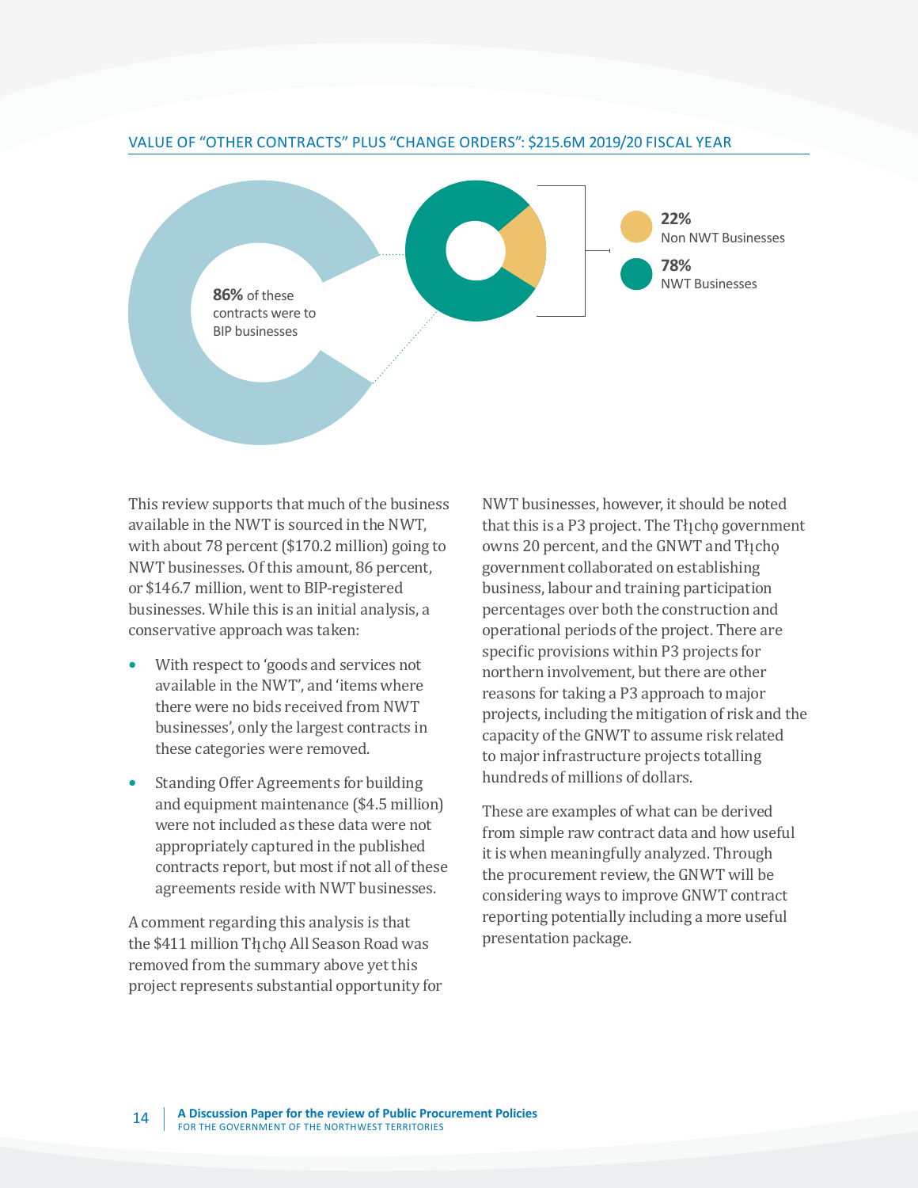VALUE OF "OTHER CONTRACTS" PLUS "CHANGE ORDERS": $215.6M 2019/20 FISCAL YEAR

**86%** of these contracts were to BIP businesses

**22%** Non NWT Businesses

**78%** NWT Businesses

This review supports that much of the business available in the NWT is sourced in the NWT, with about 78 percent ($170.2 million) going to NWT businesses. Of this amount, 86 percent, or $146.7 million, went to BIP-registered businesses. While this is an initial analysis, a conservative approach was taken:

- With respect to 'goods and services not available in the NWT', and 'items where there were no bids received from NWT businesses', only the largest contracts in these categories were removed.
- Standing Offer Agreements for building and equipment maintenance ($4.5 million) were not included as these data were not appropriately captured in the published contracts report, but most if not all of these agreements reside with NWT businesses.

A comment regarding this analysis is that the $411 million Tłı̨chǫ All Season Road was removed from the summary above yet this project represents substantial opportunity for NWT businesses, however, it should be noted that this is a P3 project. The Tłı̨chǫ government owns 20 percent, and the GNWT and Tłı̨chǫ government collaborated on establishing business, labour and training participation percentages over both the construction and operational periods of the project. There are specific provisions within P3 projects for northern involvement, but there are other reasons for taking a P3 approach to major projects, including the mitigation of risk and the capacity of the GNWT to assume risk related to major infrastructure projects totalling hundreds of millions of dollars.

These are examples of what can be derived from simple raw contract data and how useful it is when meaningfully analyzed. Through the procurement review, the GNWT will be considering ways to improve GNWT contract reporting potentially including a more useful presentation package.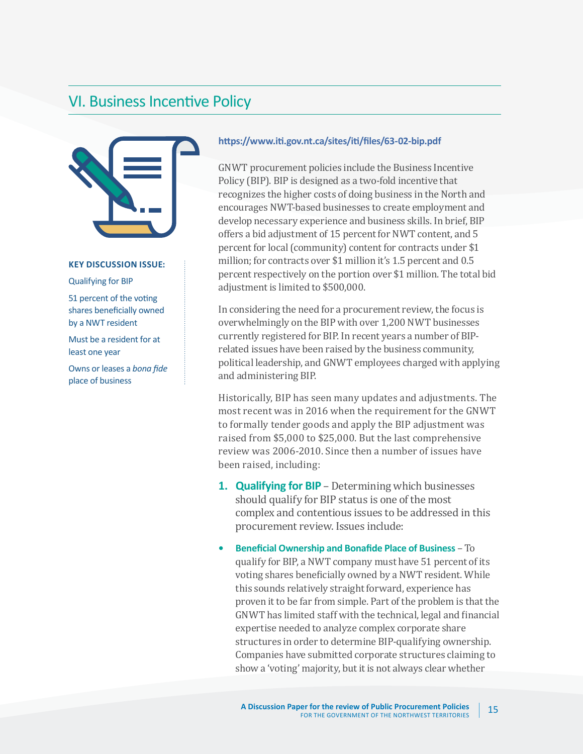## VI. Business Incentive Policy

**KEY DISCUSSION ISSUE:**

Qualifying for BIP

51 percent of the voting shares beneficially owned by a NWT resident

Must be a resident for at least one year

Owns or leases a *bona fide* place of business

**https://www.iti.gov.nt.ca/sites/iti/files/63-02-bip.pdf**

GNWT procurement policies include the Business Incentive Policy (BIP). BIP is designed as a two-fold incentive that recognizes the higher costs of doing business in the North and encourages NWT-based businesses to create employment and develop necessary experience and business skills. In brief, BIP offers a bid adjustment of 15 percent for NWT content, and 5 percent for local (community) content for contracts under $1 million; for contracts over $1 million it's 1.5 percent and 0.5 percent respectively on the portion over $1 million. The total bid adjustment is limited to $500,000.

In considering the need for a procurement review, the focus is overwhelmingly on the BIP with over 1,200 NWT businesses currently registered for BIP. In recent years a number of BIP-related issues have been raised by the business community, political leadership, and GNWT employees charged with applying and administering BIP.

Historically, BIP has seen many updates and adjustments. The most recent was in 2016 when the requirement for the GNWT to formally tender goods and apply the BIP adjustment was raised from $5,000 to $25,000. But the last comprehensive review was 2006-2010. Since then a number of issues have been raised, including:

1. **Qualifying for BIP** – Determining which businesses should qualify for BIP status is one of the most complex and contentious issues to be addressed in this procurement review. Issues include:

- **Beneficial Ownership and Bonafide Place of Business** – To qualify for BIP, a NWT company must have 51 percent of its voting shares beneficially owned by a NWT resident. While this sounds relatively straight forward, experience has proven it to be far from simple. Part of the problem is that the GNWT has limited staff with the technical, legal and financial expertise needed to analyze complex corporate share structures in order to determine BIP-qualifying ownership. Companies have submitted corporate structures claiming to show a 'voting' majority, but it is not always clear whether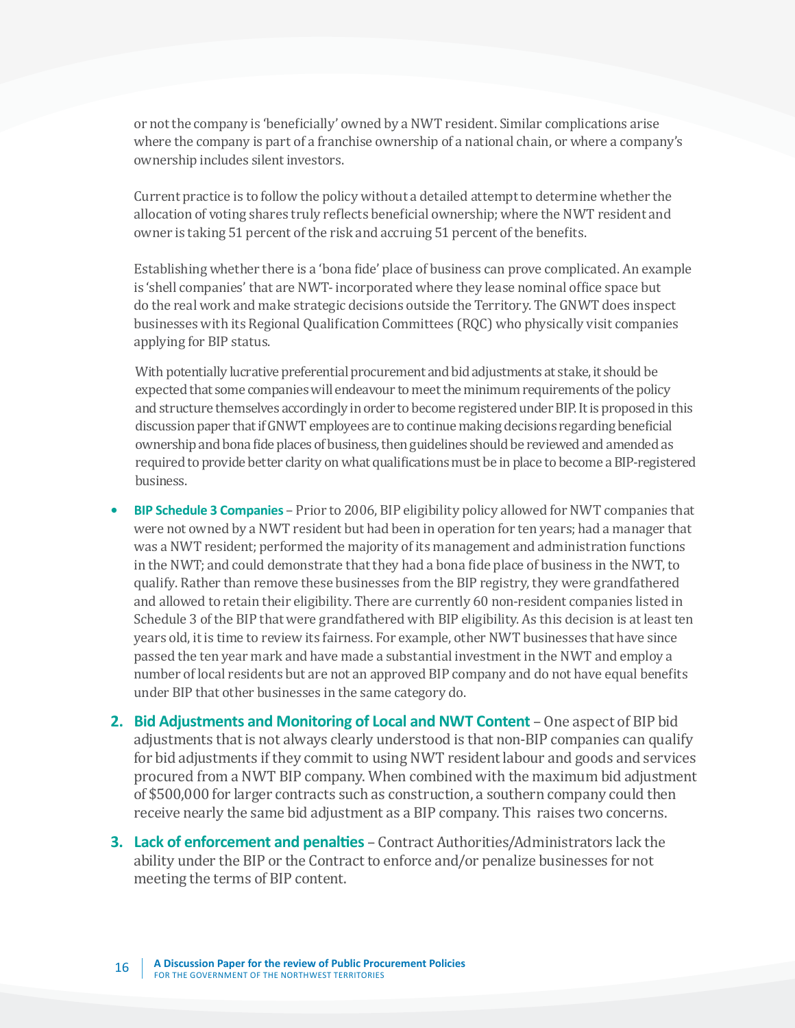or not the company is 'beneficially' owned by a NWT resident. Similar complications arise where the company is part of a franchise ownership of a national chain, or where a company's ownership includes silent investors.

Current practice is to follow the policy without a detailed attempt to determine whether the allocation of voting shares truly reflects beneficial ownership; where the NWT resident and owner is taking 51 percent of the risk and accruing 51 percent of the benefits.

Establishing whether there is a 'bona fide' place of business can prove complicated. An example is 'shell companies' that are NWT- incorporated where they lease nominal office space but do the real work and make strategic decisions outside the Territory. The GNWT does inspect businesses with its Regional Qualification Committees (RQC) who physically visit companies applying for BIP status.

With potentially lucrative preferential procurement and bid adjustments at stake, it should be expected that some companies will endeavour to meet the minimum requirements of the policy and structure themselves accordingly in order to become registered under BIP. It is proposed in this discussion paper that if GNWT employees are to continue making decisions regarding beneficial ownership and bona fide places of business, then guidelines should be reviewed and amended as required to provide better clarity on what qualifications must be in place to become a BIP-registered business.

- **BIP Schedule 3 Companies** – Prior to 2006, BIP eligibility policy allowed for NWT companies that were not owned by a NWT resident but had been in operation for ten years; had a manager that was a NWT resident; performed the majority of its management and administration functions in the NWT; and could demonstrate that they had a bona fide place of business in the NWT, to qualify. Rather than remove these businesses from the BIP registry, they were grandfathered and allowed to retain their eligibility. There are currently 60 non-resident companies listed in Schedule 3 of the BIP that were grandfathered with BIP eligibility. As this decision is at least ten years old, it is time to review its fairness. For example, other NWT businesses that have since passed the ten year mark and have made a substantial investment in the NWT and employ a number of local residents but are not an approved BIP company and do not have equal benefits under BIP that other businesses in the same category do.

2. **Bid Adjustments and Monitoring of Local and NWT Content** – One aspect of BIP bid adjustments that is not always clearly understood is that non-BIP companies can qualify for bid adjustments if they commit to using NWT resident labour and goods and services procured from a NWT BIP company. When combined with the maximum bid adjustment of $500,000 for larger contracts such as construction, a southern company could then receive nearly the same bid adjustment as a BIP company. This raises two concerns.

3. **Lack of enforcement and penalties** – Contract Authorities/Administrators lack the ability under the BIP or the Contract to enforce and/or penalize businesses for not meeting the terms of BIP content.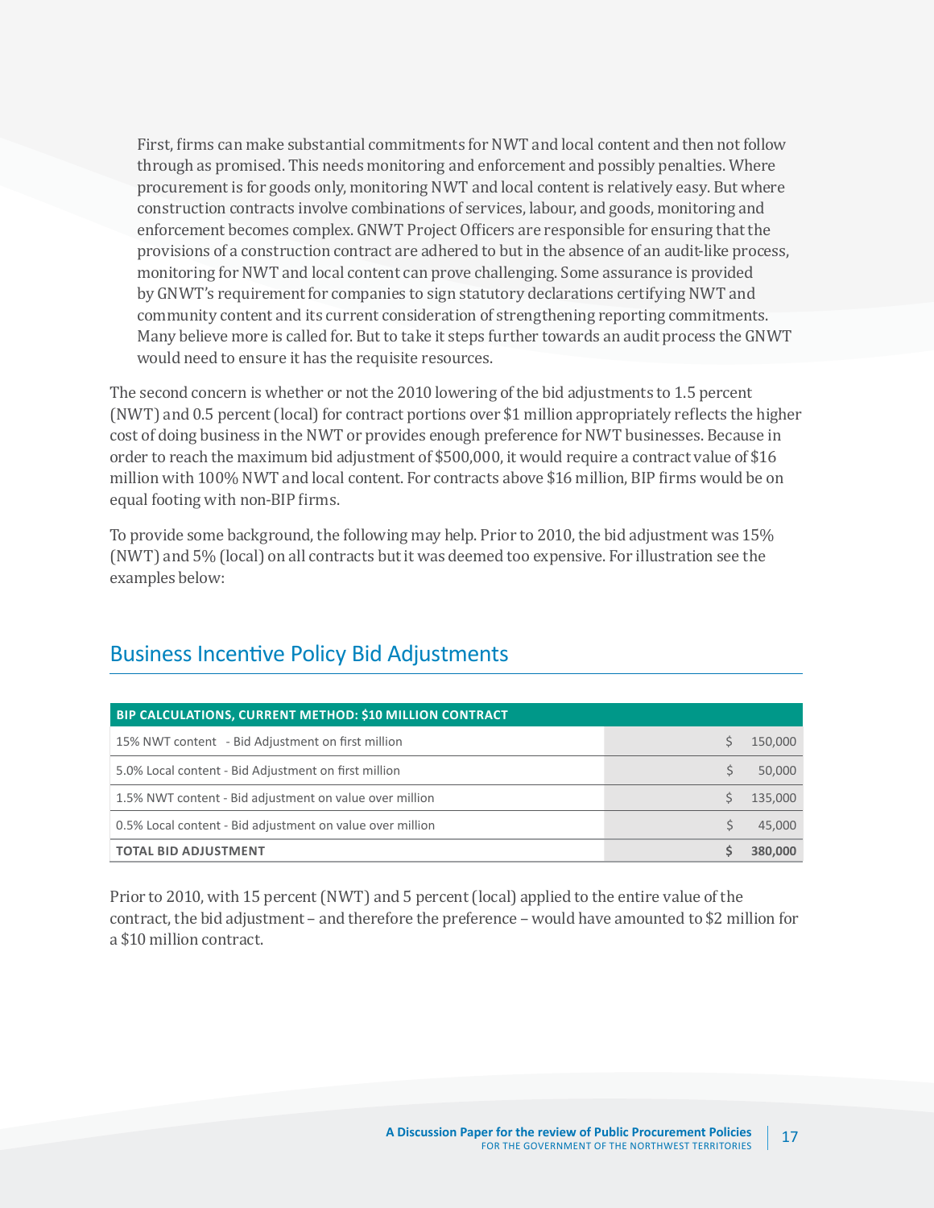First, firms can make substantial commitments for NWT and local content and then not follow through as promised. This needs monitoring and enforcement and possibly penalties. Where procurement is for goods only, monitoring NWT and local content is relatively easy. But where construction contracts involve combinations of services, labour, and goods, monitoring and enforcement becomes complex. GNWT Project Officers are responsible for ensuring that the provisions of a construction contract are adhered to but in the absence of an audit-like process, monitoring for NWT and local content can prove challenging. Some assurance is provided by GNWT's requirement for companies to sign statutory declarations certifying NWT and community content and its current consideration of strengthening reporting commitments. Many believe more is called for. But to take it steps further towards an audit process the GNWT would need to ensure it has the requisite resources.

The second concern is whether or not the 2010 lowering of the bid adjustments to 1.5 percent (NWT) and 0.5 percent (local) for contract portions over $1 million appropriately reflects the higher cost of doing business in the NWT or provides enough preference for NWT businesses. Because in order to reach the maximum bid adjustment of $500,000, it would require a contract value of $16 million with 100% NWT and local content. For contracts above $16 million, BIP firms would be on equal footing with non-BIP firms.

To provide some background, the following may help. Prior to 2010, the bid adjustment was 15% (NWT) and 5% (local) on all contracts but it was deemed too expensive. For illustration see the examples below:

## Business Incentive Policy Bid Adjustments

| BIP CALCULATIONS, CURRENT METHOD: $10 MILLION CONTRACT | |
|---|---|
| 15% NWT content - Bid Adjustment on first million | $ 150,000 |
| 5.0% Local content - Bid Adjustment on first million | $ 50,000 |
| 1.5% NWT content - Bid adjustment on value over million | $ 135,000 |
| 0.5% Local content - Bid adjustment on value over million | $ 45,000 |
| **TOTAL BID ADJUSTMENT** | **$ 380,000** |

Prior to 2010, with 15 percent (NWT) and 5 percent (local) applied to the entire value of the contract, the bid adjustment – and therefore the preference – would have amounted to $2 million for a $10 million contract.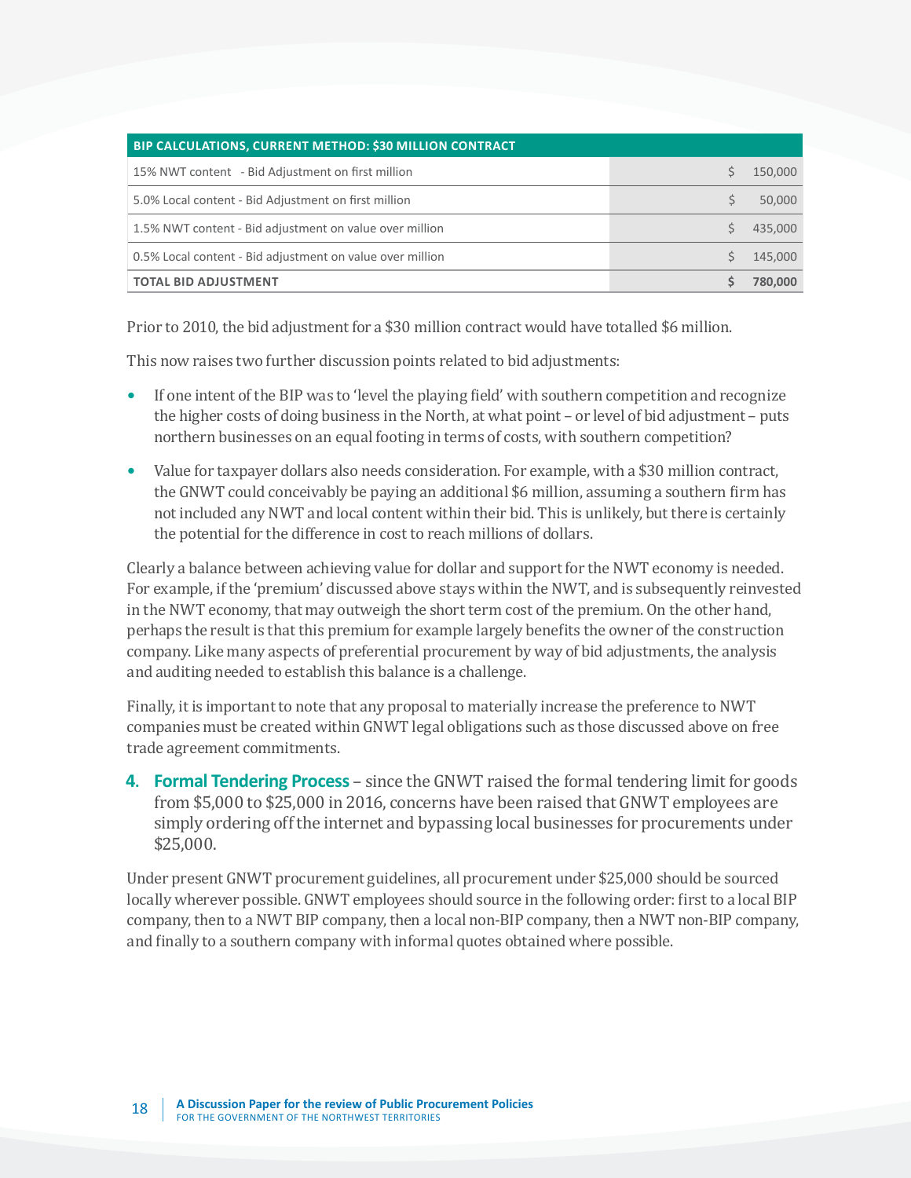| BIP CALCULATIONS, CURRENT METHOD: $30 MILLION CONTRACT | |
|---|---|
| 15% NWT content - Bid Adjustment on first million | $ 150,000 |
| 5.0% Local content - Bid Adjustment on first million | $ 50,000 |
| 1.5% NWT content - Bid adjustment on value over million | $ 435,000 |
| 0.5% Local content - Bid adjustment on value over million | $ 145,000 |
| **TOTAL BID ADJUSTMENT** | **$ 780,000** |

Prior to 2010, the bid adjustment for a $30 million contract would have totalled $6 million.

This now raises two further discussion points related to bid adjustments:

- If one intent of the BIP was to 'level the playing field' with southern competition and recognize the higher costs of doing business in the North, at what point – or level of bid adjustment – puts northern businesses on an equal footing in terms of costs, with southern competition?
- Value for taxpayer dollars also needs consideration. For example, with a $30 million contract, the GNWT could conceivably be paying an additional $6 million, assuming a southern firm has not included any NWT and local content within their bid. This is unlikely, but there is certainly the potential for the difference in cost to reach millions of dollars.

Clearly a balance between achieving value for dollar and support for the NWT economy is needed. For example, if the 'premium' discussed above stays within the NWT, and is subsequently reinvested in the NWT economy, that may outweigh the short term cost of the premium. On the other hand, perhaps the result is that this premium for example largely benefits the owner of the construction company. Like many aspects of preferential procurement by way of bid adjustments, the analysis and auditing needed to establish this balance is a challenge.

Finally, it is important to note that any proposal to materially increase the preference to NWT companies must be created within GNWT legal obligations such as those discussed above on free trade agreement commitments.

4. **Formal Tendering Process** – since the GNWT raised the formal tendering limit for goods from $5,000 to $25,000 in 2016, concerns have been raised that GNWT employees are simply ordering off the internet and bypassing local businesses for procurements under $25,000.

Under present GNWT procurement guidelines, all procurement under $25,000 should be sourced locally wherever possible. GNWT employees should source in the following order: first to a local BIP company, then to a NWT BIP company, then a local non-BIP company, then a NWT non-BIP company, and finally to a southern company with informal quotes obtained where possible.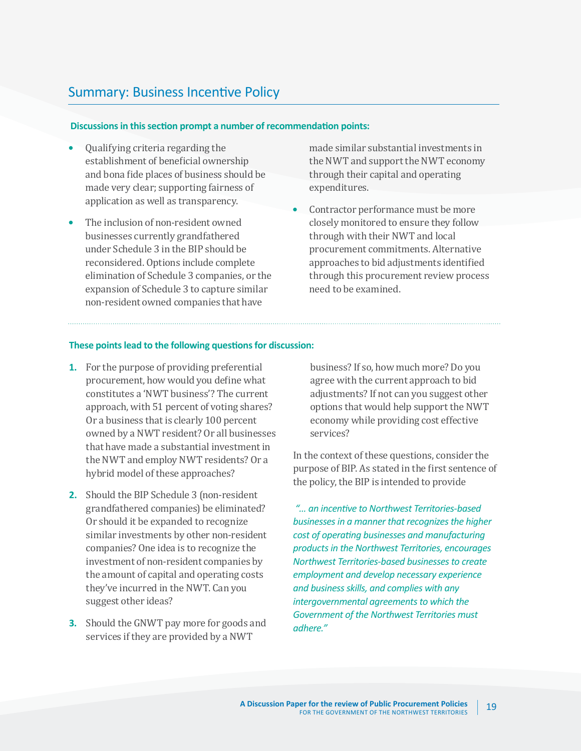## Summary: Business Incentive Policy

**Discussions in this section prompt a number of recommendation points:**

- Qualifying criteria regarding the establishment of beneficial ownership and bona fide places of business should be made very clear; supporting fairness of application as well as transparency.
- The inclusion of non-resident owned businesses currently grandfathered under Schedule 3 in the BIP should be reconsidered. Options include complete elimination of Schedule 3 companies, or the expansion of Schedule 3 to capture similar non-resident owned companies that have made similar substantial investments in the NWT and support the NWT economy through their capital and operating expenditures.
- Contractor performance must be more closely monitored to ensure they follow through with their NWT and local procurement commitments. Alternative approaches to bid adjustments identified through this procurement review process need to be examined.

**These points lead to the following questions for discussion:**

1. For the purpose of providing preferential procurement, how would you define what constitutes a 'NWT business'? The current approach, with 51 percent of voting shares? Or a business that is clearly 100 percent owned by a NWT resident? Or all businesses that have made a substantial investment in the NWT and employ NWT residents? Or a hybrid model of these approaches?
2. Should the BIP Schedule 3 (non-resident grandfathered companies) be eliminated? Or should it be expanded to recognize similar investments by other non-resident companies? One idea is to recognize the investment of non-resident companies by the amount of capital and operating costs they've incurred in the NWT. Can you suggest other ideas?
3. Should the GNWT pay more for goods and services if they are provided by a NWT business? If so, how much more? Do you agree with the current approach to bid adjustments? If not can you suggest other options that would help support the NWT economy while providing cost effective services?

In the context of these questions, consider the purpose of BIP. As stated in the first sentence of the policy, the BIP is intended to provide

*"… an incentive to Northwest Territories-based businesses in a manner that recognizes the higher cost of operating businesses and manufacturing products in the Northwest Territories, encourages Northwest Territories-based businesses to create employment and develop necessary experience and business skills, and complies with any intergovernmental agreements to which the Government of the Northwest Territories must adhere."*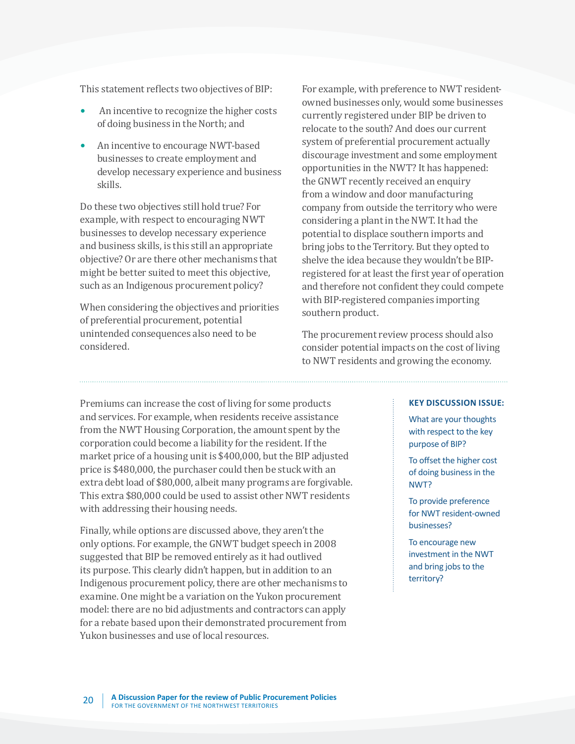This statement reflects two objectives of BIP:

- An incentive to recognize the higher costs of doing business in the North; and
- An incentive to encourage NWT-based businesses to create employment and develop necessary experience and business skills.

Do these two objectives still hold true? For example, with respect to encouraging NWT businesses to develop necessary experience and business skills, is this still an appropriate objective? Or are there other mechanisms that might be better suited to meet this objective, such as an Indigenous procurement policy?

When considering the objectives and priorities of preferential procurement, potential unintended consequences also need to be considered.

For example, with preference to NWT resident-owned businesses only, would some businesses currently registered under BIP be driven to relocate to the south? And does our current system of preferential procurement actually discourage investment and some employment opportunities in the NWT? It has happened: the GNWT recently received an enquiry from a window and door manufacturing company from outside the territory who were considering a plant in the NWT. It had the potential to displace southern imports and bring jobs to the Territory. But they opted to shelve the idea because they wouldn't be BIP-registered for at least the first year of operation and therefore not confident they could compete with BIP-registered companies importing southern product.

The procurement review process should also consider potential impacts on the cost of living to NWT residents and growing the economy.

Premiums can increase the cost of living for some products and services. For example, when residents receive assistance from the NWT Housing Corporation, the amount spent by the corporation could become a liability for the resident. If the market price of a housing unit is $400,000, but the BIP adjusted price is $480,000, the purchaser could then be stuck with an extra debt load of $80,000, albeit many programs are forgivable. This extra $80,000 could be used to assist other NWT residents with addressing their housing needs.

Finally, while options are discussed above, they aren't the only options. For example, the GNWT budget speech in 2008 suggested that BIP be removed entirely as it had outlived its purpose. This clearly didn't happen, but in addition to an Indigenous procurement policy, there are other mechanisms to examine. One might be a variation on the Yukon procurement model: there are no bid adjustments and contractors can apply for a rebate based upon their demonstrated procurement from Yukon businesses and use of local resources.

**KEY DISCUSSION ISSUE:**

What are your thoughts with respect to the key purpose of BIP?

To offset the higher cost of doing business in the NWT?

To provide preference for NWT resident-owned businesses?

To encourage new investment in the NWT and bring jobs to the territory?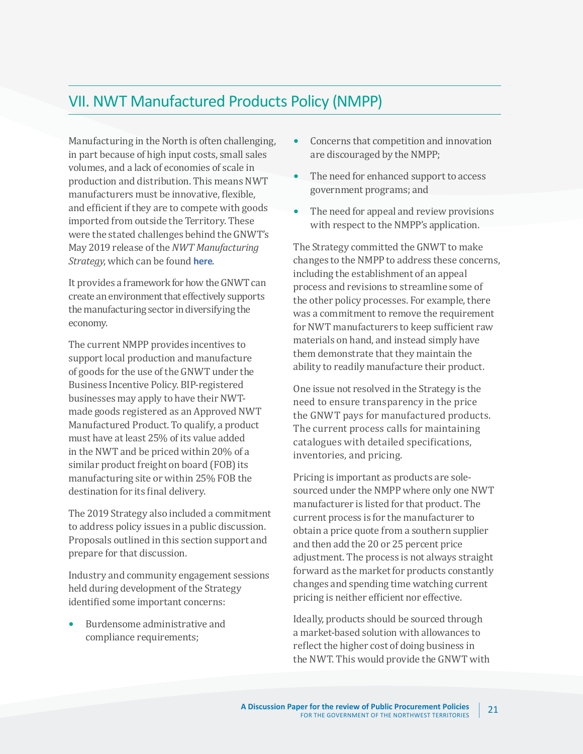## VII. NWT Manufactured Products Policy (NMPP)

Manufacturing in the North is often challenging, in part because of high input costs, small sales volumes, and a lack of economies of scale in production and distribution. This means NWT manufacturers must be innovative, flexible, and efficient if they are to compete with goods imported from outside the Territory. These were the stated challenges behind the GNWT's May 2019 release of the *NWT Manufacturing Strategy*, which can be found **here**.

It provides a framework for how the GNWT can create an environment that effectively supports the manufacturing sector in diversifying the economy.

The current NMPP provides incentives to support local production and manufacture of goods for the use of the GNWT under the Business Incentive Policy. BIP-registered businesses may apply to have their NWT-made goods registered as an Approved NWT Manufactured Product. To qualify, a product must have at least 25% of its value added in the NWT and be priced within 20% of a similar product freight on board (FOB) its manufacturing site or within 25% FOB the destination for its final delivery.

The 2019 Strategy also included a commitment to address policy issues in a public discussion. Proposals outlined in this section support and prepare for that discussion.

Industry and community engagement sessions held during development of the Strategy identified some important concerns:

- Burdensome administrative and compliance requirements;
- Concerns that competition and innovation are discouraged by the NMPP;
- The need for enhanced support to access government programs; and
- The need for appeal and review provisions with respect to the NMPP's application.

The Strategy committed the GNWT to make changes to the NMPP to address these concerns, including the establishment of an appeal process and revisions to streamline some of the other policy processes. For example, there was a commitment to remove the requirement for NWT manufacturers to keep sufficient raw materials on hand, and instead simply have them demonstrate that they maintain the ability to readily manufacture their product.

One issue not resolved in the Strategy is the need to ensure transparency in the price the GNWT pays for manufactured products. The current process calls for maintaining catalogues with detailed specifications, inventories, and pricing.

Pricing is important as products are sole-sourced under the NMPP where only one NWT manufacturer is listed for that product. The current process is for the manufacturer to obtain a price quote from a southern supplier and then add the 20 or 25 percent price adjustment. The process is not always straight forward as the market for products constantly changes and spending time watching current pricing is neither efficient nor effective.

Ideally, products should be sourced through a market-based solution with allowances to reflect the higher cost of doing business in the NWT. This would provide the GNWT with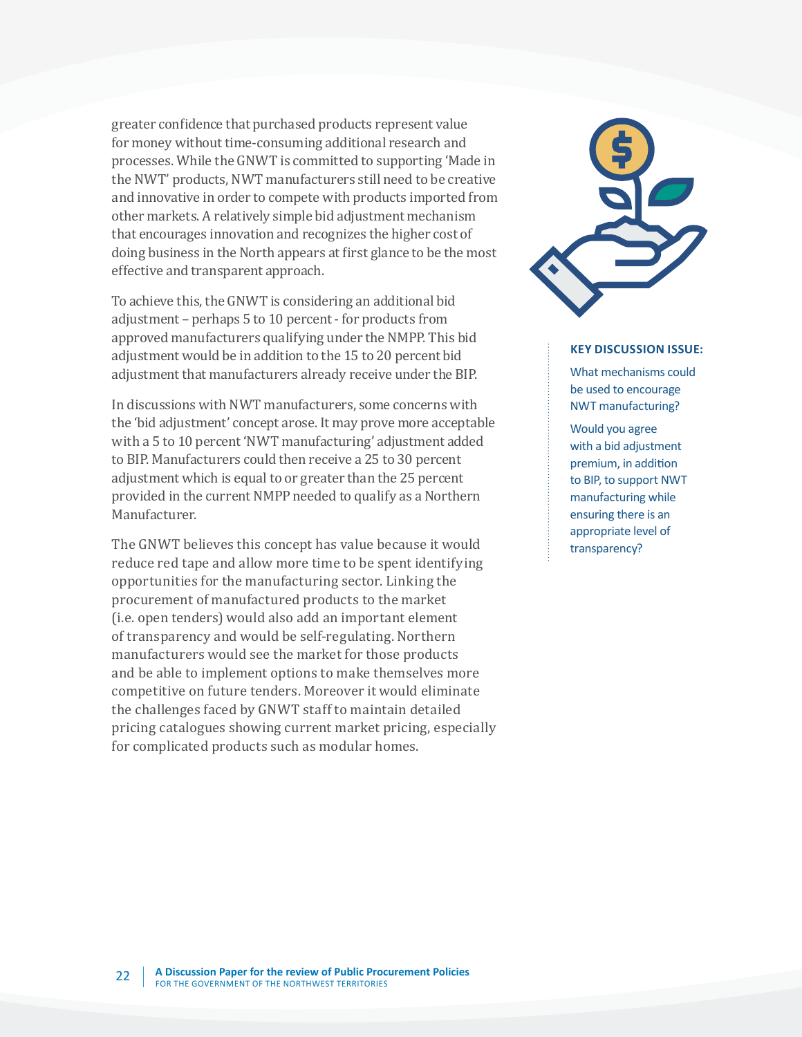greater confidence that purchased products represent value for money without time-consuming additional research and processes. While the GNWT is committed to supporting 'Made in the NWT' products, NWT manufacturers still need to be creative and innovative in order to compete with products imported from other markets. A relatively simple bid adjustment mechanism that encourages innovation and recognizes the higher cost of doing business in the North appears at first glance to be the most effective and transparent approach.

To achieve this, the GNWT is considering an additional bid adjustment – perhaps 5 to 10 percent - for products from approved manufacturers qualifying under the NMPP. This bid adjustment would be in addition to the 15 to 20 percent bid adjustment that manufacturers already receive under the BIP.

In discussions with NWT manufacturers, some concerns with the 'bid adjustment' concept arose. It may prove more acceptable with a 5 to 10 percent 'NWT manufacturing' adjustment added to BIP. Manufacturers could then receive a 25 to 30 percent adjustment which is equal to or greater than the 25 percent provided in the current NMPP needed to qualify as a Northern Manufacturer.

The GNWT believes this concept has value because it would reduce red tape and allow more time to be spent identifying opportunities for the manufacturing sector. Linking the procurement of manufactured products to the market (i.e. open tenders) would also add an important element of transparency and would be self-regulating. Northern manufacturers would see the market for those products and be able to implement options to make themselves more competitive on future tenders. Moreover it would eliminate the challenges faced by GNWT staff to maintain detailed pricing catalogues showing current market pricing, especially for complicated products such as modular homes.

**KEY DISCUSSION ISSUE:**

What mechanisms could be used to encourage NWT manufacturing?

Would you agree with a bid adjustment premium, in addition to BIP, to support NWT manufacturing while ensuring there is an appropriate level of transparency?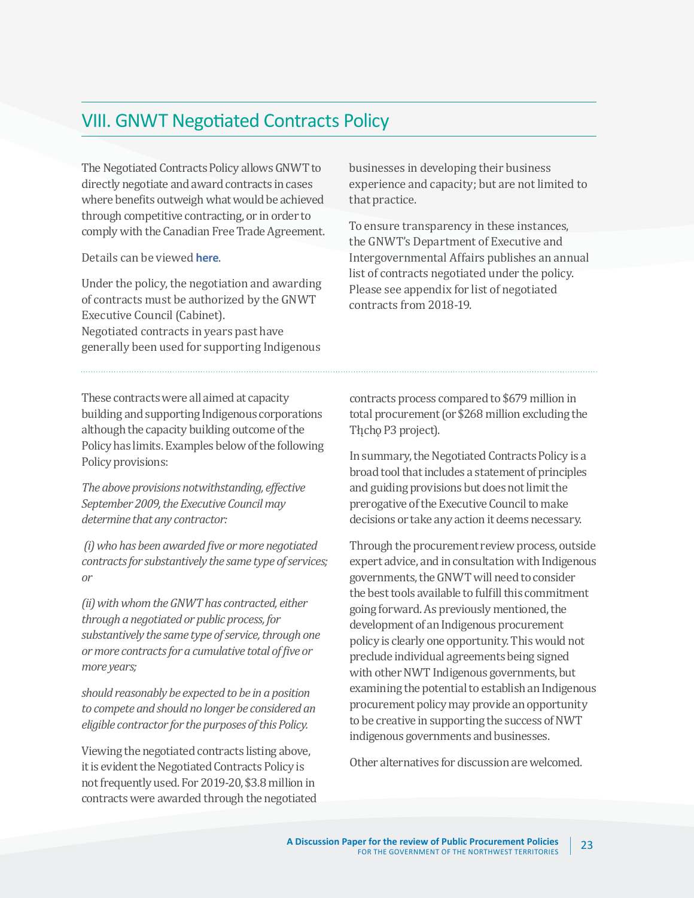## VIII. GNWT Negotiated Contracts Policy

The Negotiated Contracts Policy allows GNWT to directly negotiate and award contracts in cases where benefits outweigh what would be achieved through competitive contracting, or in order to comply with the Canadian Free Trade Agreement.

Details can be viewed **here**.

Under the policy, the negotiation and awarding of contracts must be authorized by the GNWT Executive Council (Cabinet).
Negotiated contracts in years past have generally been used for supporting Indigenous businesses in developing their business experience and capacity; but are not limited to that practice.

To ensure transparency in these instances, the GNWT's Department of Executive and Intergovernmental Affairs publishes an annual list of contracts negotiated under the policy. Please see appendix for list of negotiated contracts from 2018-19.

These contracts were all aimed at capacity building and supporting Indigenous corporations although the capacity building outcome of the Policy has limits. Examples below of the following Policy provisions:

*The above provisions notwithstanding, effective September 2009, the Executive Council may determine that any contractor:*

*(i) who has been awarded five or more negotiated contracts for substantively the same type of services; or*

*(ii) with whom the GNWT has contracted, either through a negotiated or public process, for substantively the same type of service, through one or more contracts for a cumulative total of five or more years;*

*should reasonably be expected to be in a position to compete and should no longer be considered an eligible contractor for the purposes of this Policy.*

Viewing the negotiated contracts listing above, it is evident the Negotiated Contracts Policy is not frequently used. For 2019-20, $3.8 million in contracts were awarded through the negotiated contracts process compared to $679 million in total procurement (or $268 million excluding the Tłı̨chǫ P3 project).

In summary, the Negotiated Contracts Policy is a broad tool that includes a statement of principles and guiding provisions but does not limit the prerogative of the Executive Council to make decisions or take any action it deems necessary.

Through the procurement review process, outside expert advice, and in consultation with Indigenous governments, the GNWT will need to consider the best tools available to fulfill this commitment going forward. As previously mentioned, the development of an Indigenous procurement policy is clearly one opportunity. This would not preclude individual agreements being signed with other NWT Indigenous governments, but examining the potential to establish an Indigenous procurement policy may provide an opportunity to be creative in supporting the success of NWT indigenous governments and businesses.

Other alternatives for discussion are welcomed.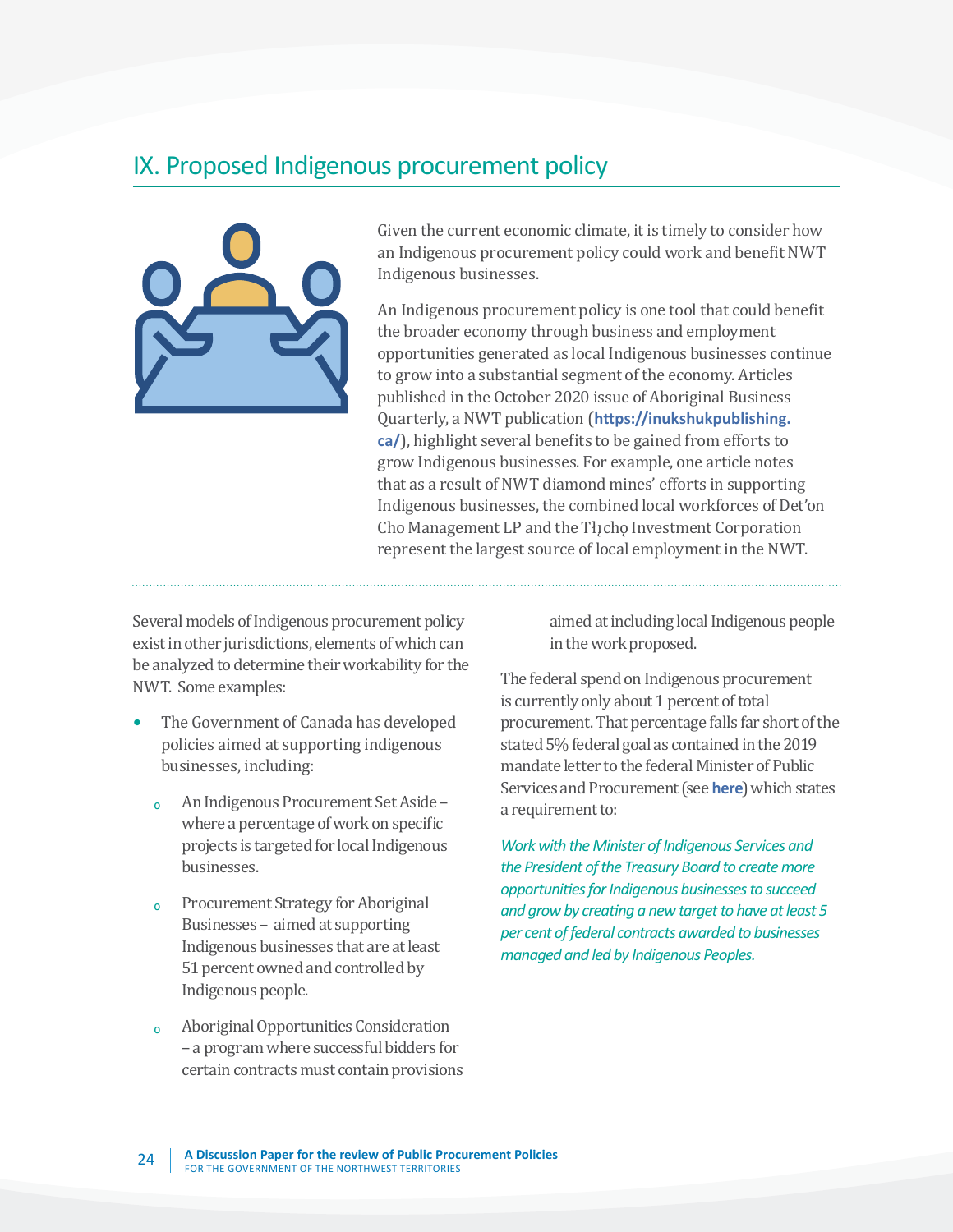## IX. Proposed Indigenous procurement policy

Given the current economic climate, it is timely to consider how an Indigenous procurement policy could work and benefit NWT Indigenous businesses.

An Indigenous procurement policy is one tool that could benefit the broader economy through business and employment opportunities generated as local Indigenous businesses continue to grow into a substantial segment of the economy. Articles published in the October 2020 issue of Aboriginal Business Quarterly, a NWT publication (**https://inukshukpublishing.ca/**), highlight several benefits to be gained from efforts to grow Indigenous businesses. For example, one article notes that as a result of NWT diamond mines' efforts in supporting Indigenous businesses, the combined local workforces of Det'on Cho Management LP and the Tłı̨chǫ Investment Corporation represent the largest source of local employment in the NWT.

Several models of Indigenous procurement policy exist in other jurisdictions, elements of which can be analyzed to determine their workability for the NWT. Some examples:

- The Government of Canada has developed policies aimed at supporting indigenous businesses, including:
  - An Indigenous Procurement Set Aside – where a percentage of work on specific projects is targeted for local Indigenous businesses.
  - Procurement Strategy for Aboriginal Businesses – aimed at supporting Indigenous businesses that are at least 51 percent owned and controlled by Indigenous people.
  - Aboriginal Opportunities Consideration – a program where successful bidders for certain contracts must contain provisions aimed at including local Indigenous people in the work proposed.

The federal spend on Indigenous procurement is currently only about 1 percent of total procurement. That percentage falls far short of the stated 5% federal goal as contained in the 2019 mandate letter to the federal Minister of Public Services and Procurement (see **here**) which states a requirement to:

*Work with the Minister of Indigenous Services and the President of the Treasury Board to create more opportunities for Indigenous businesses to succeed and grow by creating a new target to have at least 5 per cent of federal contracts awarded to businesses managed and led by Indigenous Peoples.*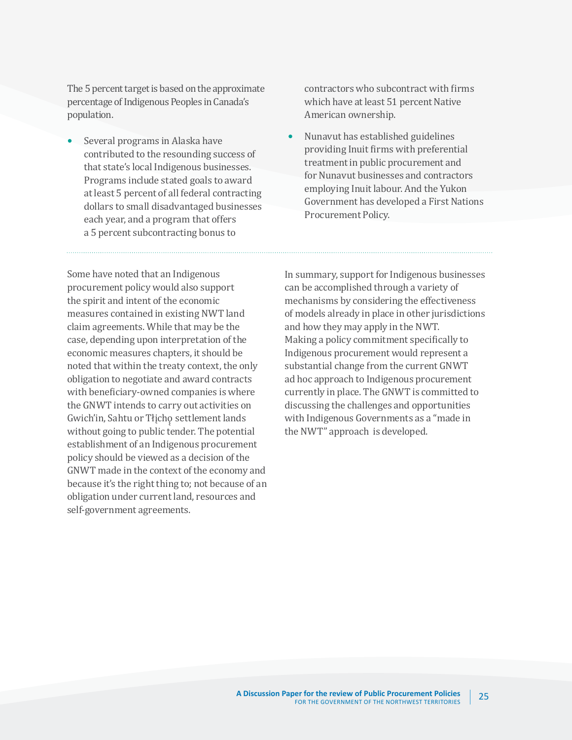The 5 percent target is based on the approximate percentage of Indigenous Peoples in Canada's population.

- Several programs in Alaska have contributed to the resounding success of that state's local Indigenous businesses. Programs include stated goals to award at least 5 percent of all federal contracting dollars to small disadvantaged businesses each year, and a program that offers a 5 percent subcontracting bonus to contractors who subcontract with firms which have at least 51 percent Native American ownership.
- Nunavut has established guidelines providing Inuit firms with preferential treatment in public procurement and for Nunavut businesses and contractors employing Inuit labour. And the Yukon Government has developed a First Nations Procurement Policy.

---

Some have noted that an Indigenous procurement policy would also support the spirit and intent of the economic measures contained in existing NWT land claim agreements. While that may be the case, depending upon interpretation of the economic measures chapters, it should be noted that within the treaty context, the only obligation to negotiate and award contracts with beneficiary-owned companies is where the GNWT intends to carry out activities on Gwich'in, Sahtu or Tłı̨chǫ settlement lands without going to public tender. The potential establishment of an Indigenous procurement policy should be viewed as a decision of the GNWT made in the context of the economy and because it's the right thing to; not because of an obligation under current land, resources and self-government agreements.

In summary, support for Indigenous businesses can be accomplished through a variety of mechanisms by considering the effectiveness of models already in place in other jurisdictions and how they may apply in the NWT. Making a policy commitment specifically to Indigenous procurement would represent a substantial change from the current GNWT ad hoc approach to Indigenous procurement currently in place. The GNWT is committed to discussing the challenges and opportunities with Indigenous Governments as a "made in the NWT" approach is developed.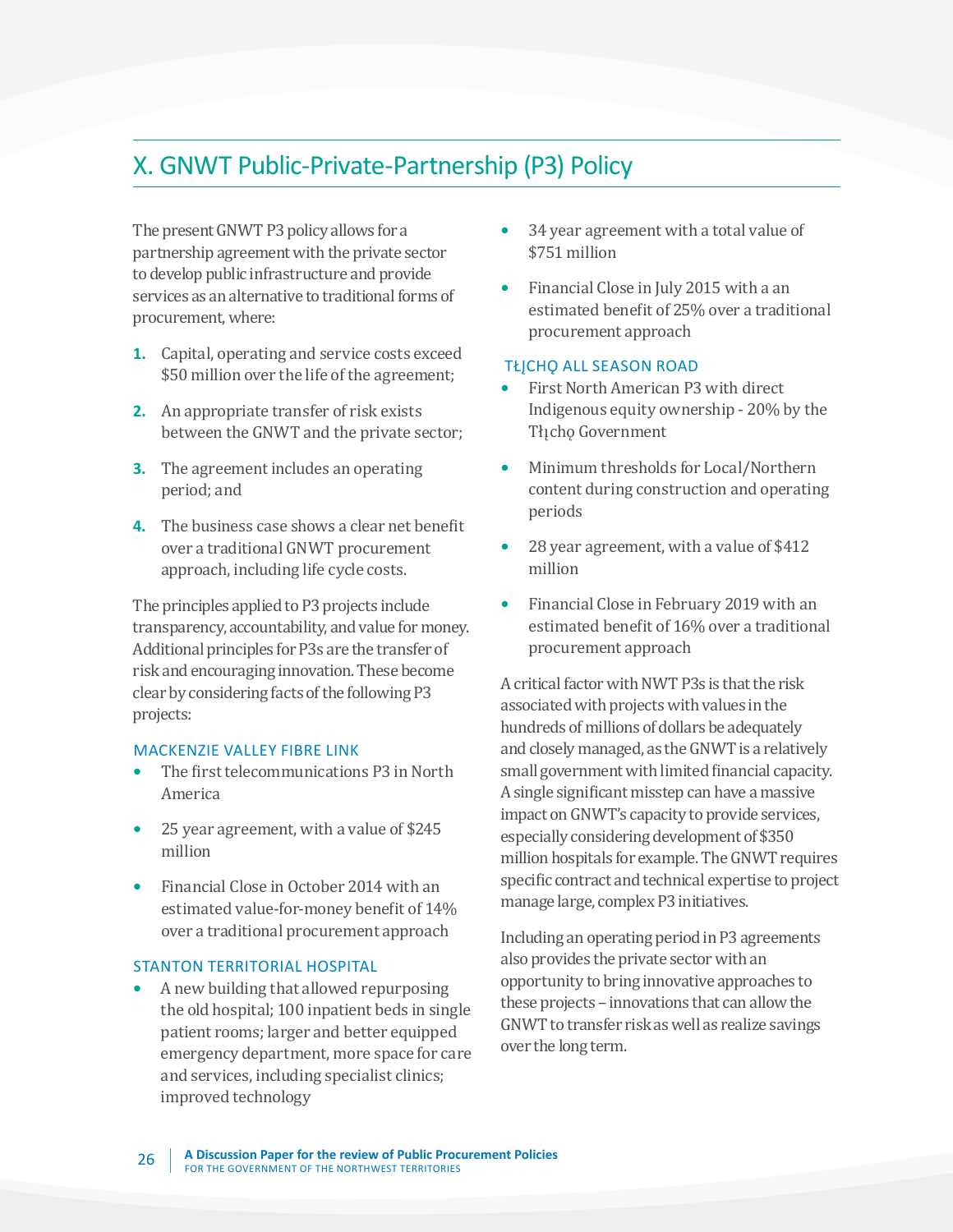## X. GNWT Public-Private-Partnership (P3) Policy

The present GNWT P3 policy allows for a partnership agreement with the private sector to develop public infrastructure and provide services as an alternative to traditional forms of procurement, where:

1. Capital, operating and service costs exceed $50 million over the life of the agreement;
2. An appropriate transfer of risk exists between the GNWT and the private sector;
3. The agreement includes an operating period; and
4. The business case shows a clear net benefit over a traditional GNWT procurement approach, including life cycle costs.

The principles applied to P3 projects include transparency, accountability, and value for money. Additional principles for P3s are the transfer of risk and encouraging innovation. These become clear by considering facts of the following P3 projects:

### MACKENZIE VALLEY FIBRE LINK

- The first telecommunications P3 in North America
- 25 year agreement, with a value of $245 million
- Financial Close in October 2014 with an estimated value-for-money benefit of 14% over a traditional procurement approach

### STANTON TERRITORIAL HOSPITAL

- A new building that allowed repurposing the old hospital; 100 inpatient beds in single patient rooms; larger and better equipped emergency department, more space for care and services, including specialist clinics; improved technology
- 34 year agreement with a total value of $751 million
- Financial Close in July 2015 with a an estimated benefit of 25% over a traditional procurement approach

### TŁĮCHǪ ALL SEASON ROAD

- First North American P3 with direct Indigenous equity ownership - 20% by the Tłįchǫ Government
- Minimum thresholds for Local/Northern content during construction and operating periods
- 28 year agreement, with a value of $412 million
- Financial Close in February 2019 with an estimated benefit of 16% over a traditional procurement approach

A critical factor with NWT P3s is that the risk associated with projects with values in the hundreds of millions of dollars be adequately and closely managed, as the GNWT is a relatively small government with limited financial capacity. A single significant misstep can have a massive impact on GNWT's capacity to provide services, especially considering development of $350 million hospitals for example. The GNWT requires specific contract and technical expertise to project manage large, complex P3 initiatives.

Including an operating period in P3 agreements also provides the private sector with an opportunity to bring innovative approaches to these projects – innovations that can allow the GNWT to transfer risk as well as realize savings over the long term.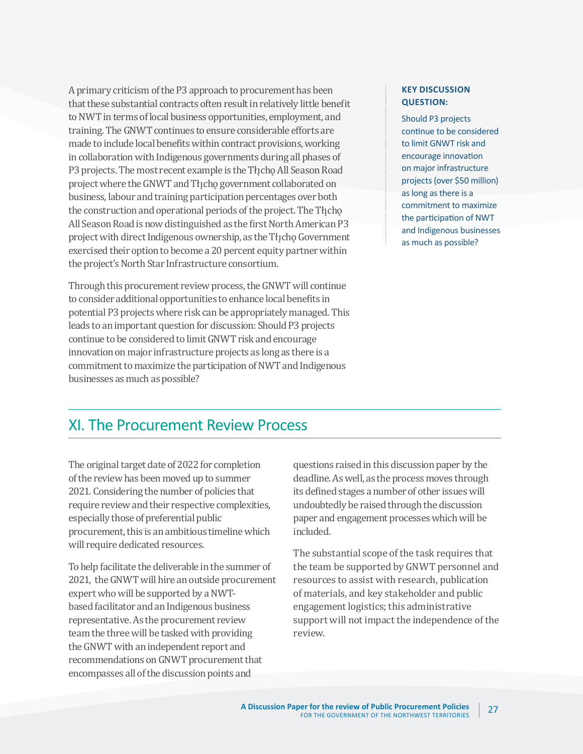A primary criticism of the P3 approach to procurement has been that these substantial contracts often result in relatively little benefit to NWT in terms of local business opportunities, employment, and training. The GNWT continues to ensure considerable efforts are made to include local benefits within contract provisions, working in collaboration with Indigenous governments during all phases of P3 projects. The most recent example is the Tłı̨chǫ All Season Road project where the GNWT and Tłı̨chǫ government collaborated on business, labour and training participation percentages over both the construction and operational periods of the project. The Tłı̨chǫ All Season Road is now distinguished as the first North American P3 project with direct Indigenous ownership, as the Tłı̨chǫ Government exercised their option to become a 20 percent equity partner within the project's North Star Infrastructure consortium.

Through this procurement review process, the GNWT will continue to consider additional opportunities to enhance local benefits in potential P3 projects where risk can be appropriately managed. This leads to an important question for discussion: Should P3 projects continue to be considered to limit GNWT risk and encourage innovation on major infrastructure projects as long as there is a commitment to maximize the participation of NWT and Indigenous businesses as much as possible?

**KEY DISCUSSION QUESTION:**

Should P3 projects continue to be considered to limit GNWT risk and encourage innovation on major infrastructure projects (over $50 million) as long as there is a commitment to maximize the participation of NWT and Indigenous businesses as much as possible?

## XI. The Procurement Review Process

The original target date of 2022 for completion of the review has been moved up to summer 2021. Considering the number of policies that require review and their respective complexities, especially those of preferential public procurement, this is an ambitious timeline which will require dedicated resources.

To help facilitate the deliverable in the summer of 2021, the GNWT will hire an outside procurement expert who will be supported by a NWT-based facilitator and an Indigenous business representative. As the procurement review team the three will be tasked with providing the GNWT with an independent report and recommendations on GNWT procurement that encompasses all of the discussion points and questions raised in this discussion paper by the deadline. As well, as the process moves through its defined stages a number of other issues will undoubtedly be raised through the discussion paper and engagement processes which will be included.

The substantial scope of the task requires that the team be supported by GNWT personnel and resources to assist with research, publication of materials, and key stakeholder and public engagement logistics; this administrative support will not impact the independence of the review.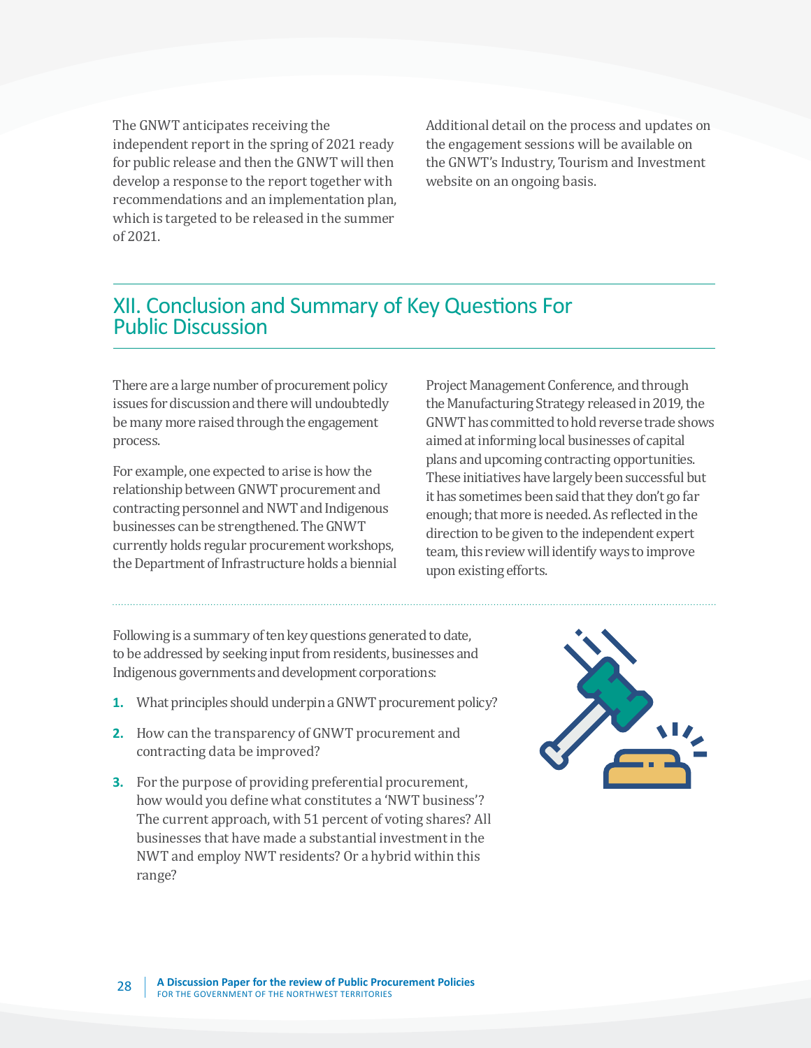The GNWT anticipates receiving the independent report in the spring of 2021 ready for public release and then the GNWT will then develop a response to the report together with recommendations and an implementation plan, which is targeted to be released in the summer of 2021.

Additional detail on the process and updates on the engagement sessions will be available on the GNWT's Industry, Tourism and Investment website on an ongoing basis.

## XII. Conclusion and Summary of Key Questions For Public Discussion

There are a large number of procurement policy issues for discussion and there will undoubtedly be many more raised through the engagement process.

For example, one expected to arise is how the relationship between GNWT procurement and contracting personnel and NWT and Indigenous businesses can be strengthened. The GNWT currently holds regular procurement workshops, the Department of Infrastructure holds a biennial Project Management Conference, and through the Manufacturing Strategy released in 2019, the GNWT has committed to hold reverse trade shows aimed at informing local businesses of capital plans and upcoming contracting opportunities. These initiatives have largely been successful but it has sometimes been said that they don't go far enough; that more is needed. As reflected in the direction to be given to the independent expert team, this review will identify ways to improve upon existing efforts.

Following is a summary of ten key questions generated to date, to be addressed by seeking input from residents, businesses and Indigenous governments and development corporations:

1. What principles should underpin a GNWT procurement policy?
2. How can the transparency of GNWT procurement and contracting data be improved?
3. For the purpose of providing preferential procurement, how would you define what constitutes a 'NWT business'? The current approach, with 51 percent of voting shares? All businesses that have made a substantial investment in the NWT and employ NWT residents? Or a hybrid within this range?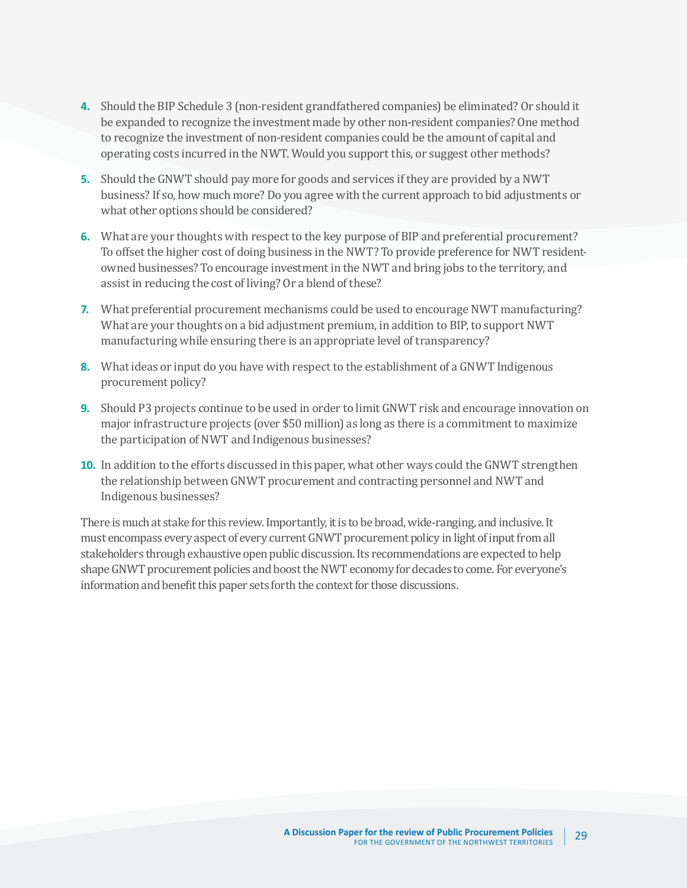4. Should the BIP Schedule 3 (non-resident grandfathered companies) be eliminated? Or should it be expanded to recognize the investment made by other non-resident companies? One method to recognize the investment of non-resident companies could be the amount of capital and operating costs incurred in the NWT. Would you support this, or suggest other methods?

5. Should the GNWT should pay more for goods and services if they are provided by a NWT business? If so, how much more? Do you agree with the current approach to bid adjustments or what other options should be considered?

6. What are your thoughts with respect to the key purpose of BIP and preferential procurement? To offset the higher cost of doing business in the NWT? To provide preference for NWT resident-owned businesses? To encourage investment in the NWT and bring jobs to the territory, and assist in reducing the cost of living? Or a blend of these?

7. What preferential procurement mechanisms could be used to encourage NWT manufacturing? What are your thoughts on a bid adjustment premium, in addition to BIP, to support NWT manufacturing while ensuring there is an appropriate level of transparency?

8. What ideas or input do you have with respect to the establishment of a GNWT Indigenous procurement policy?

9. Should P3 projects continue to be used in order to limit GNWT risk and encourage innovation on major infrastructure projects (over $50 million) as long as there is a commitment to maximize the participation of NWT and Indigenous businesses?

10. In addition to the efforts discussed in this paper, what other ways could the GNWT strengthen the relationship between GNWT procurement and contracting personnel and NWT and Indigenous businesses?

There is much at stake for this review. Importantly, it is to be broad, wide-ranging, and inclusive. It must encompass every aspect of every current GNWT procurement policy in light of input from all stakeholders through exhaustive open public discussion. Its recommendations are expected to help shape GNWT procurement policies and boost the NWT economy for decades to come. For everyone's information and benefit this paper sets forth the context for those discussions.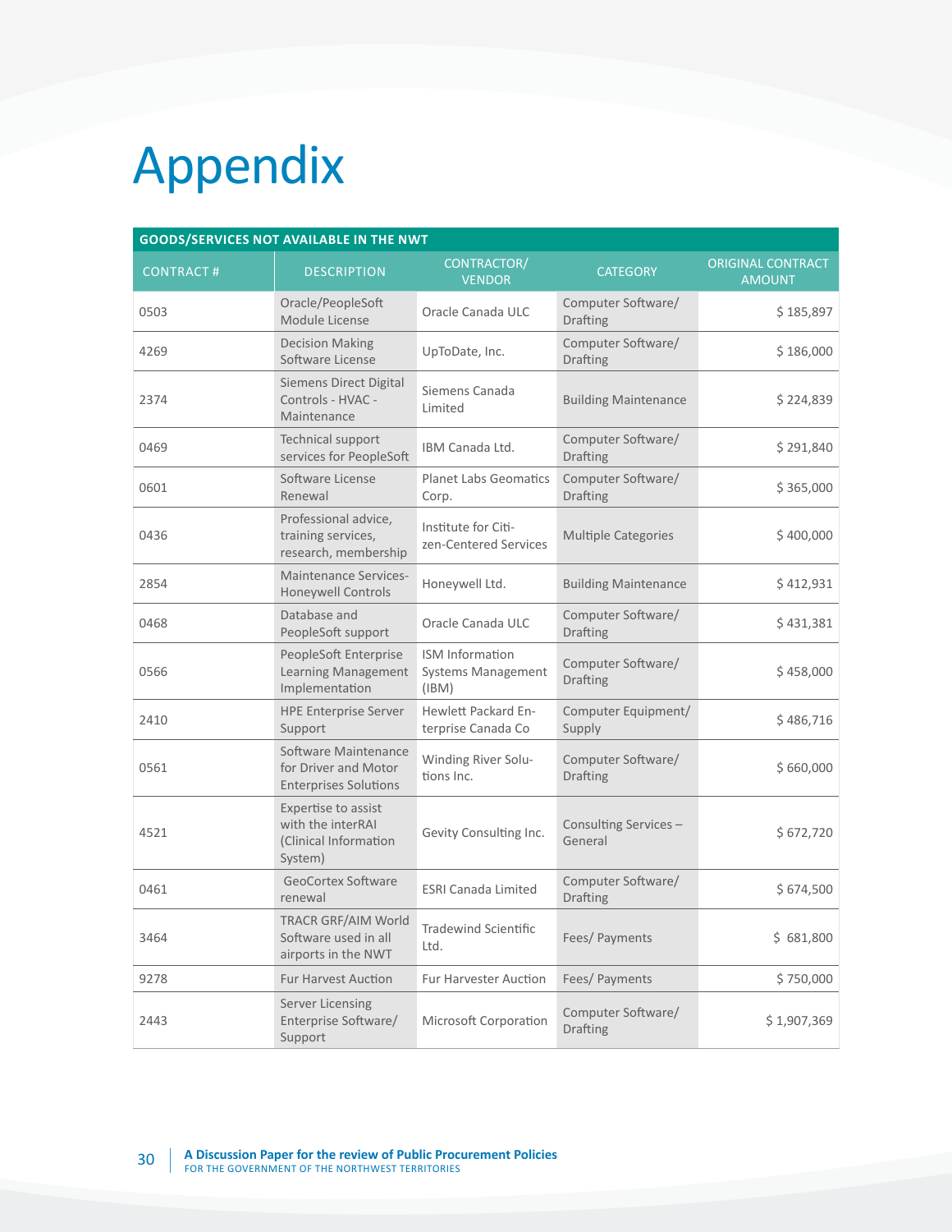# Appendix

| GOODS/SERVICES NOT AVAILABLE IN THE NWT | | | | |
|---|---|---|---|---|
| CONTRACT # | DESCRIPTION | CONTRACTOR/ VENDOR | CATEGORY | ORIGINAL CONTRACT AMOUNT |
| 0503 | Oracle/PeopleSoft Module License | Oracle Canada ULC | Computer Software/ Drafting | $ 185,897 |
| 4269 | Decision Making Software License | UpToDate, Inc. | Computer Software/ Drafting | $ 186,000 |
| 2374 | Siemens Direct Digital Controls - HVAC - Maintenance | Siemens Canada Limited | Building Maintenance | $ 224,839 |
| 0469 | Technical support services for PeopleSoft | IBM Canada Ltd. | Computer Software/ Drafting | $ 291,840 |
| 0601 | Software License Renewal | Planet Labs Geomatics Corp. | Computer Software/ Drafting | $ 365,000 |
| 0436 | Professional advice, training services, research, membership | Institute for Citizen-Centered Services | Multiple Categories | $ 400,000 |
| 2854 | Maintenance Services-Honeywell Controls | Honeywell Ltd. | Building Maintenance | $ 412,931 |
| 0468 | Database and PeopleSoft support | Oracle Canada ULC | Computer Software/ Drafting | $ 431,381 |
| 0566 | PeopleSoft Enterprise Learning Management Implementation | ISM Information Systems Management (IBM) | Computer Software/ Drafting | $ 458,000 |
| 2410 | HPE Enterprise Server Support | Hewlett Packard Enterprise Canada Co | Computer Equipment/ Supply | $ 486,716 |
| 0561 | Software Maintenance for Driver and Motor Enterprises Solutions | Winding River Solutions Inc. | Computer Software/ Drafting | $ 660,000 |
| 4521 | Expertise to assist with the interRAI (Clinical Information System) | Gevity Consulting Inc. | Consulting Services – General | $ 672,720 |
| 0461 | GeoCortex Software renewal | ESRI Canada Limited | Computer Software/ Drafting | $ 674,500 |
| 3464 | TRACR GRF/AIM World Software used in all airports in the NWT | Tradewind Scientific Ltd. | Fees/ Payments | $ 681,800 |
| 9278 | Fur Harvest Auction | Fur Harvester Auction | Fees/ Payments | $ 750,000 |
| 2443 | Server Licensing Enterprise Software/ Support | Microsoft Corporation | Computer Software/ Drafting | $ 1,907,369 |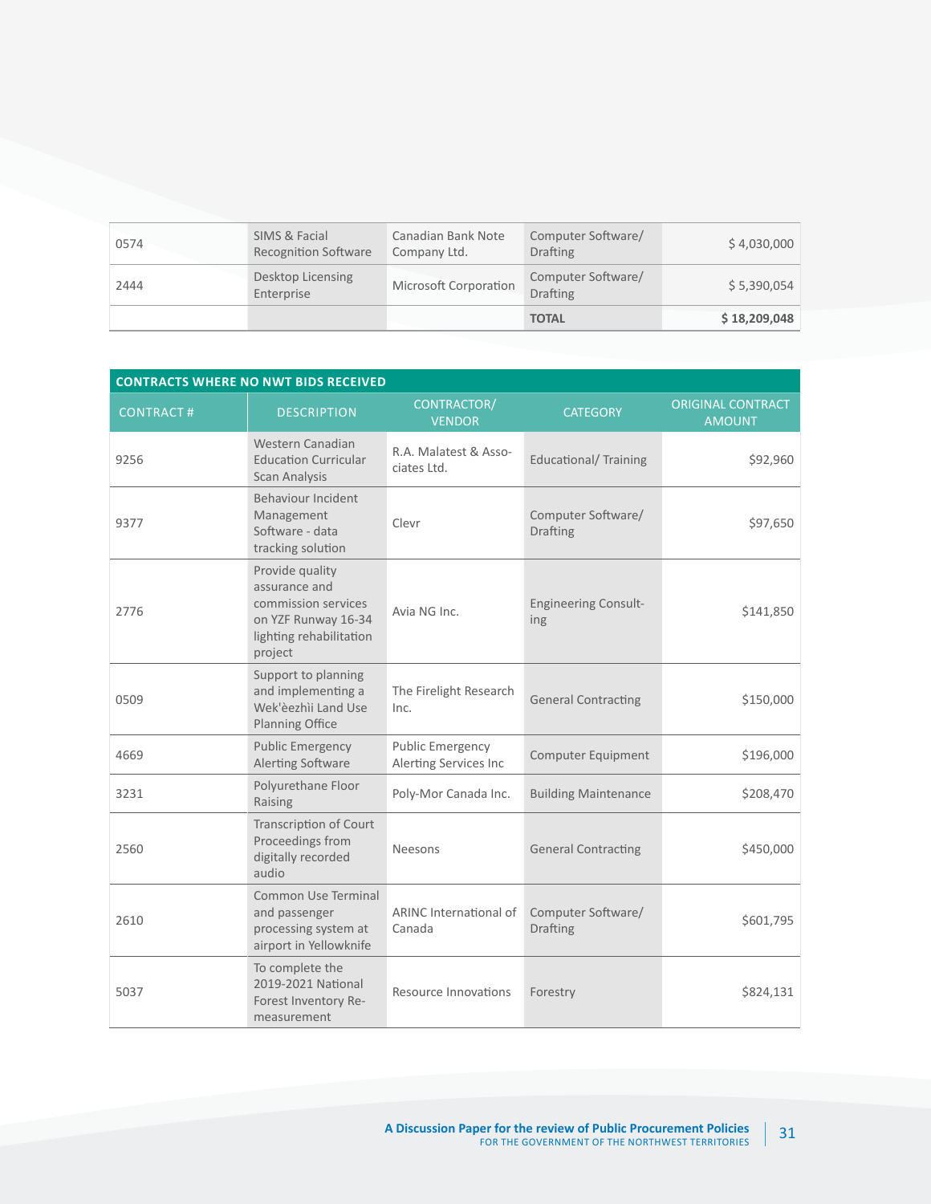| | | | | |
|---|---|---|---|---|
| 0574 | SIMS & Facial Recognition Software | Canadian Bank Note Company Ltd. | Computer Software/ Drafting | $ 4,030,000 |
| 2444 | Desktop Licensing Enterprise | Microsoft Corporation | Computer Software/ Drafting | $ 5,390,054 |
| | | | **TOTAL** | **$ 18,209,048** |

**CONTRACTS WHERE NO NWT BIDS RECEIVED**

| CONTRACT # | DESCRIPTION | CONTRACTOR/ VENDOR | CATEGORY | ORIGINAL CONTRACT AMOUNT |
|---|---|---|---|---|
| 9256 | Western Canadian Education Curricular Scan Analysis | R.A. Malatest & Associates Ltd. | Educational/ Training | $92,960 |
| 9377 | Behaviour Incident Management Software - data tracking solution | Clevr | Computer Software/ Drafting | $97,650 |
| 2776 | Provide quality assurance and commission services on YZF Runway 16-34 lighting rehabilitation project | Avia NG Inc. | Engineering Consulting | $141,850 |
| 0509 | Support to planning and implementing a Wek'èezhìi Land Use Planning Office | The Firelight Research Inc. | General Contracting | $150,000 |
| 4669 | Public Emergency Alerting Software | Public Emergency Alerting Services Inc | Computer Equipment | $196,000 |
| 3231 | Polyurethane Floor Raising | Poly-Mor Canada Inc. | Building Maintenance | $208,470 |
| 2560 | Transcription of Court Proceedings from digitally recorded audio | Neesons | General Contracting | $450,000 |
| 2610 | Common Use Terminal and passenger processing system at airport in Yellowknife | ARINC International of Canada | Computer Software/ Drafting | $601,795 |
| 5037 | To complete the 2019-2021 National Forest Inventory Re-measurement | Resource Innovations | Forestry | $824,131 |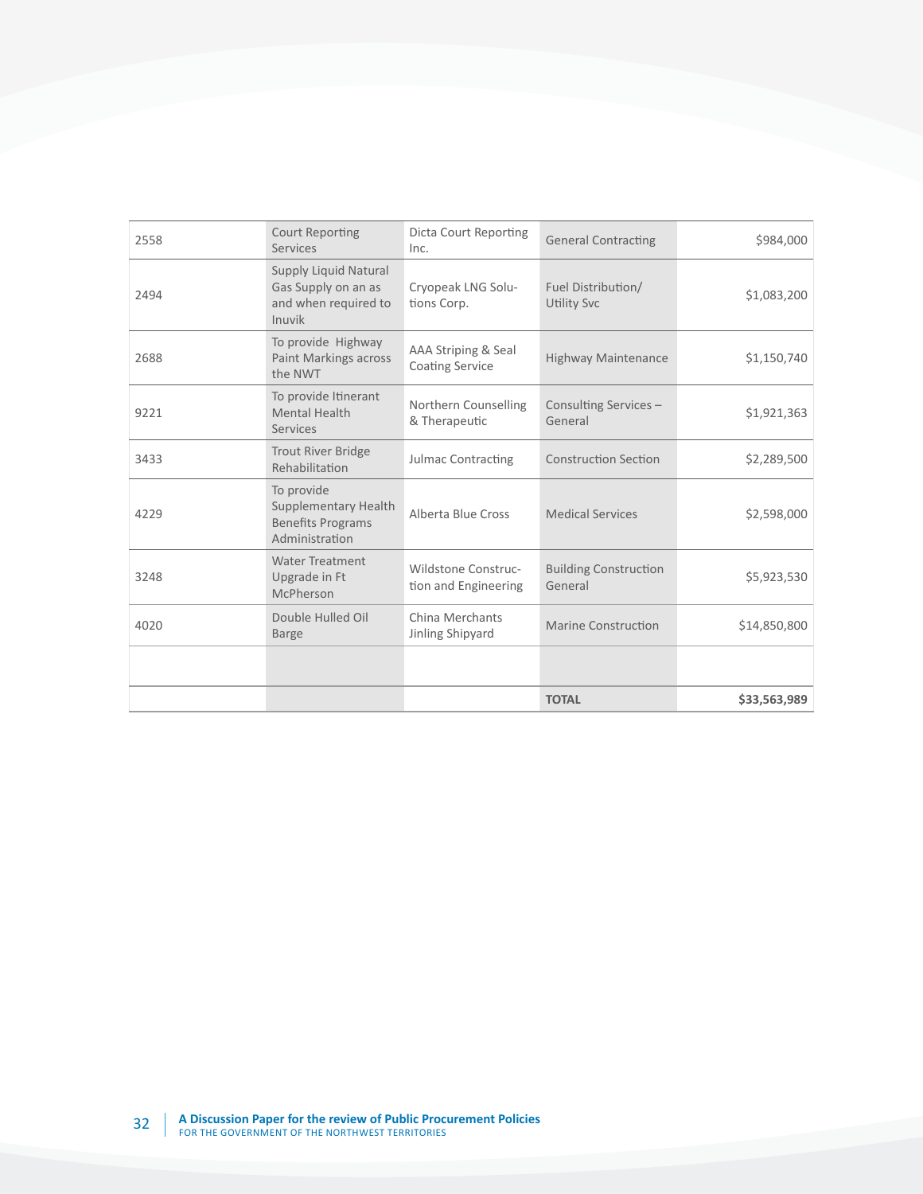| | | | | |
|---|---|---|---|---|
| 2558 | Court Reporting Services | Dicta Court Reporting Inc. | General Contracting | $984,000 |
| 2494 | Supply Liquid Natural Gas Supply on an as and when required to Inuvik | Cryopeak LNG Solutions Corp. | Fuel Distribution/ Utility Svc | $1,083,200 |
| 2688 | To provide Highway Paint Markings across the NWT | AAA Striping & Seal Coating Service | Highway Maintenance | $1,150,740 |
| 9221 | To provide Itinerant Mental Health Services | Northern Counselling & Therapeutic | Consulting Services – General | $1,921,363 |
| 3433 | Trout River Bridge Rehabilitation | Julmac Contracting | Construction Section | $2,289,500 |
| 4229 | To provide Supplementary Health Benefits Programs Administration | Alberta Blue Cross | Medical Services | $2,598,000 |
| 3248 | Water Treatment Upgrade in Ft McPherson | Wildstone Construction and Engineering | Building Construction General | $5,923,530 |
| 4020 | Double Hulled Oil Barge | China Merchants Jinling Shipyard | Marine Construction | $14,850,800 |
| | | | | |
| | | | **TOTAL** | **$33,563,989** |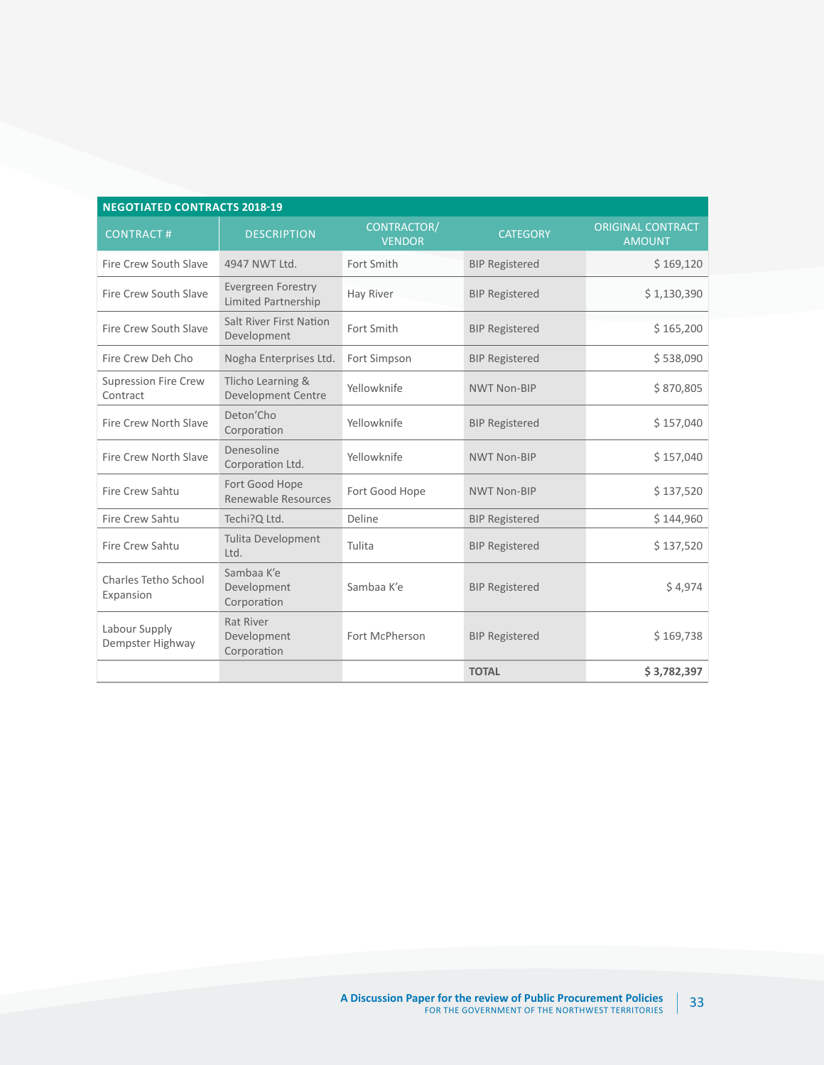| NEGOTIATED CONTRACTS 2018-19 | | | | |
|---|---|---|---|---|
| CONTRACT # | DESCRIPTION | CONTRACTOR/ VENDOR | CATEGORY | ORIGINAL CONTRACT AMOUNT |
| Fire Crew South Slave | 4947 NWT Ltd. | Fort Smith | BIP Registered | $ 169,120 |
| Fire Crew South Slave | Evergreen Forestry Limited Partnership | Hay River | BIP Registered | $ 1,130,390 |
| Fire Crew South Slave | Salt River First Nation Development | Fort Smith | BIP Registered | $ 165,200 |
| Fire Crew Deh Cho | Nogha Enterprises Ltd. | Fort Simpson | BIP Registered | $ 538,090 |
| Supression Fire Crew Contract | Tlicho Learning & Development Centre | Yellowknife | NWT Non-BIP | $ 870,805 |
| Fire Crew North Slave | Deton'Cho Corporation | Yellowknife | BIP Registered | $ 157,040 |
| Fire Crew North Slave | Denesoline Corporation Ltd. | Yellowknife | NWT Non-BIP | $ 157,040 |
| Fire Crew Sahtu | Fort Good Hope Renewable Resources | Fort Good Hope | NWT Non-BIP | $ 137,520 |
| Fire Crew Sahtu | Techi?Q Ltd. | Deline | BIP Registered | $ 144,960 |
| Fire Crew Sahtu | Tulita Development Ltd. | Tulita | BIP Registered | $ 137,520 |
| Charles Tetho School Expansion | Sambaa K'e Development Corporation | Sambaa K'e | BIP Registered | $ 4,974 |
| Labour Supply Dempster Highway | Rat River Development Corporation | Fort McPherson | BIP Registered | $ 169,738 |
| | | | **TOTAL** | **$ 3,782,397** |